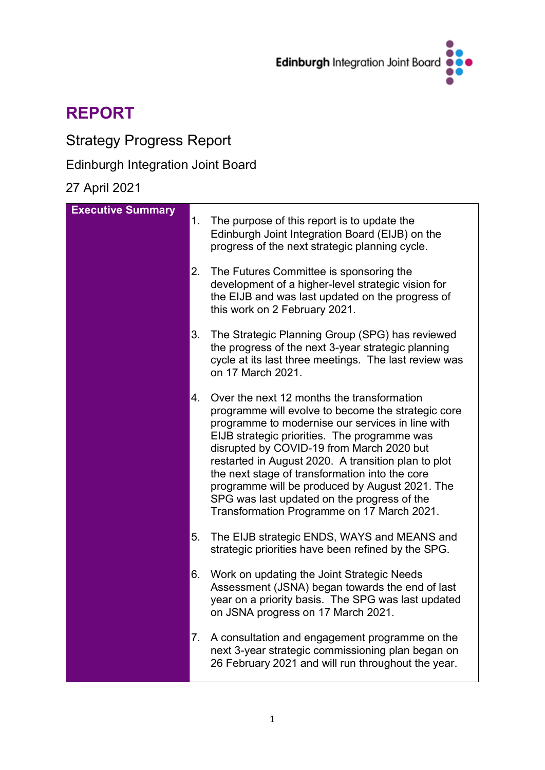Edinburgh Integration Joint Board

# REPORT

Strategy Progress Report

Edinburgh Integration Joint Board

27 April 2021

| Executive Summary | |
|---|---|
| | 1. The purpose of this report is to update the Edinburgh Joint Integration Board (EIJB) on the progress of the next strategic planning cycle. |
| | 2. The Futures Committee is sponsoring the development of a higher-level strategic vision for the EIJB and was last updated on the progress of this work on 2 February 2021. |
| | 3. The Strategic Planning Group (SPG) has reviewed the progress of the next 3-year strategic planning cycle at its last three meetings. The last review was on 17 March 2021. |
| | 4. Over the next 12 months the transformation programme will evolve to become the strategic core programme to modernise our services in line with EIJB strategic priorities. The programme was disrupted by COVID-19 from March 2020 but restarted in August 2020. A transition plan to plot the next stage of transformation into the core programme will be produced by August 2021. The SPG was last updated on the progress of the Transformation Programme on 17 March 2021. |
| | 5. The EIJB strategic ENDS, WAYS and MEANS and strategic priorities have been refined by the SPG. |
| | 6. Work on updating the Joint Strategic Needs Assessment (JSNA) began towards the end of last year on a priority basis. The SPG was last updated on JSNA progress on 17 March 2021. |
| | 7. A consultation and engagement programme on the next 3-year strategic commissioning plan began on 26 February 2021 and will run throughout the year. |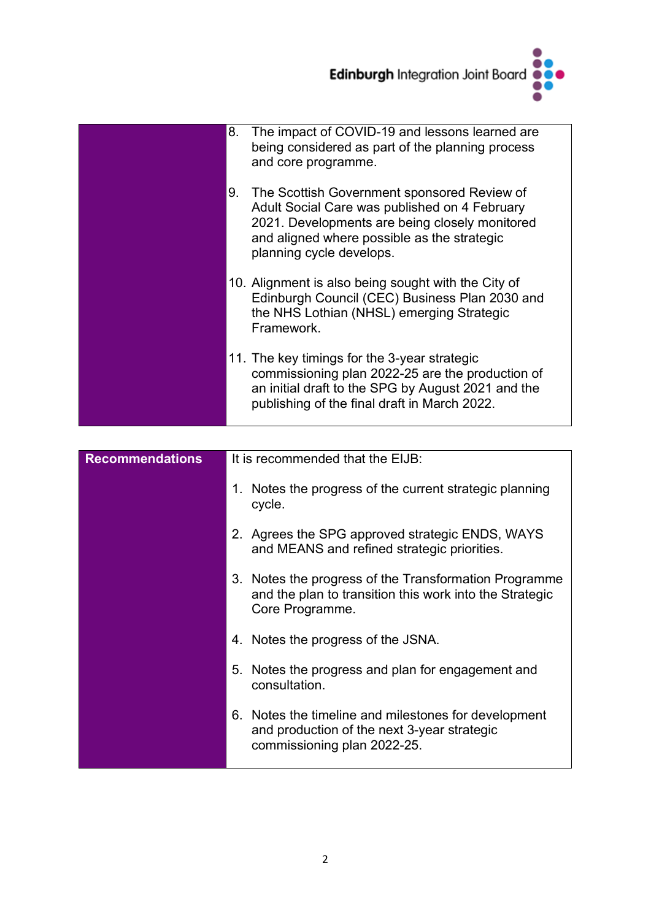| | |
|---|---|
| | 8. The impact of COVID-19 and lessons learned are being considered as part of the planning process and core programme.<br><br>9. The Scottish Government sponsored Review of Adult Social Care was published on 4 February 2021. Developments are being closely monitored and aligned where possible as the strategic planning cycle develops.<br><br>10. Alignment is also being sought with the City of Edinburgh Council (CEC) Business Plan 2030 and the NHS Lothian (NHSL) emerging Strategic Framework.<br><br>11. The key timings for the 3-year strategic commissioning plan 2022-25 are the production of an initial draft to the SPG by August 2021 and the publishing of the final draft in March 2022. |

| | |
|---|---|
| **Recommendations** | It is recommended that the EIJB:<br><br>1. Notes the progress of the current strategic planning cycle.<br><br>2. Agrees the SPG approved strategic ENDS, WAYS and MEANS and refined strategic priorities.<br><br>3. Notes the progress of the Transformation Programme and the plan to transition this work into the Strategic Core Programme.<br><br>4. Notes the progress of the JSNA.<br><br>5. Notes the progress and plan for engagement and consultation.<br><br>6. Notes the timeline and milestones for development and production of the next 3-year strategic commissioning plan 2022-25. |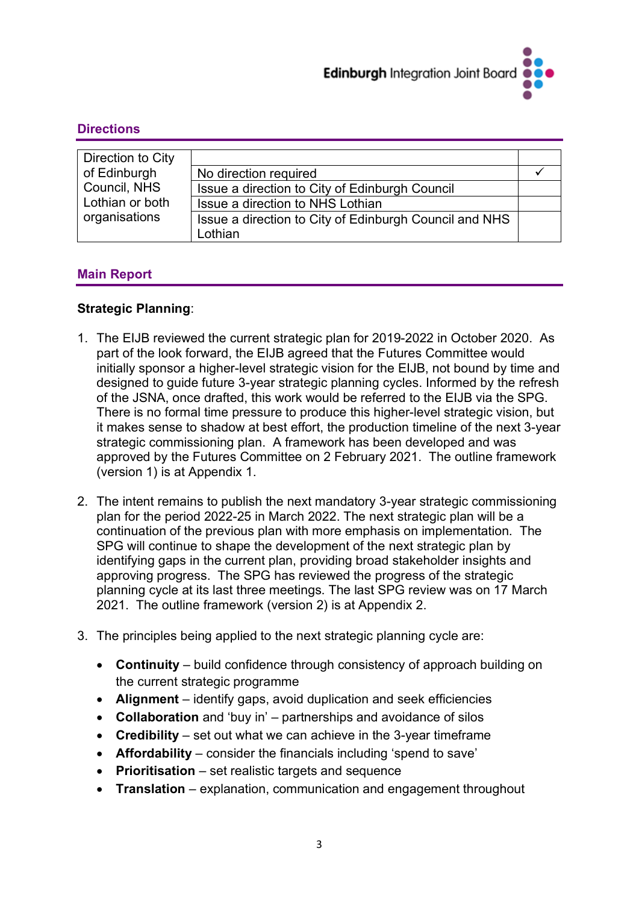## Directions

| Direction to City of Edinburgh Council, NHS Lothian or both organisations | | |
|---|---|---|
| | No direction required | ✓ |
| | Issue a direction to City of Edinburgh Council | |
| | Issue a direction to NHS Lothian | |
| | Issue a direction to City of Edinburgh Council and NHS Lothian | |

## Main Report

**Strategic Planning**:

1. The EIJB reviewed the current strategic plan for 2019-2022 in October 2020. As part of the look forward, the EIJB agreed that the Futures Committee would initially sponsor a higher-level strategic vision for the EIJB, not bound by time and designed to guide future 3-year strategic planning cycles. Informed by the refresh of the JSNA, once drafted, this work would be referred to the EIJB via the SPG. There is no formal time pressure to produce this higher-level strategic vision, but it makes sense to shadow at best effort, the production timeline of the next 3-year strategic commissioning plan. A framework has been developed and was approved by the Futures Committee on 2 February 2021. The outline framework (version 1) is at Appendix 1.

2. The intent remains to publish the next mandatory 3-year strategic commissioning plan for the period 2022-25 in March 2022. The next strategic plan will be a continuation of the previous plan with more emphasis on implementation. The SPG will continue to shape the development of the next strategic plan by identifying gaps in the current plan, providing broad stakeholder insights and approving progress. The SPG has reviewed the progress of the strategic planning cycle at its last three meetings. The last SPG review was on 17 March 2021. The outline framework (version 2) is at Appendix 2.

3. The principles being applied to the next strategic planning cycle are:

   - **Continuity** – build confidence through consistency of approach building on the current strategic programme
   - **Alignment** – identify gaps, avoid duplication and seek efficiencies
   - **Collaboration** and 'buy in' – partnerships and avoidance of silos
   - **Credibility** – set out what we can achieve in the 3-year timeframe
   - **Affordability** – consider the financials including 'spend to save'
   - **Prioritisation** – set realistic targets and sequence
   - **Translation** – explanation, communication and engagement throughout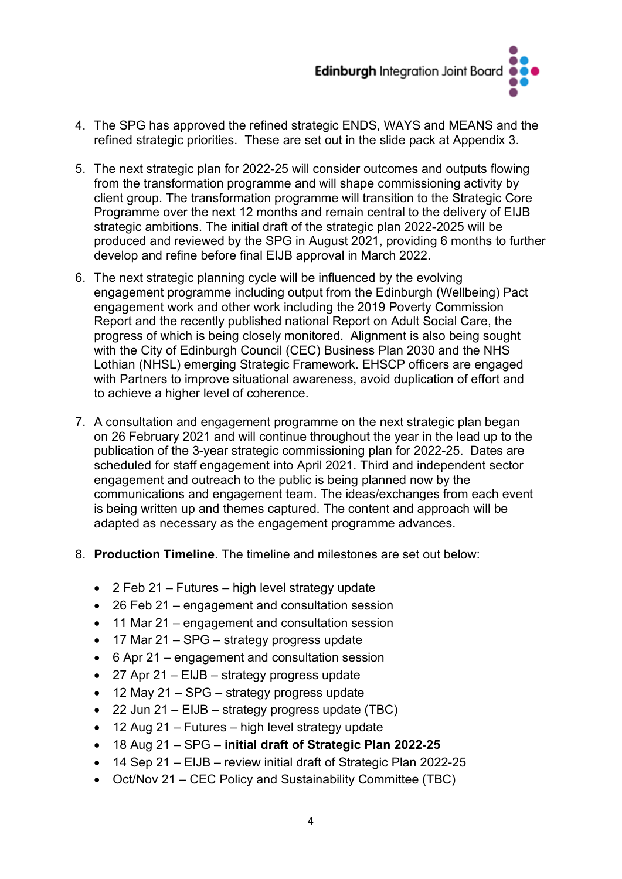4. The SPG has approved the refined strategic ENDS, WAYS and MEANS and the refined strategic priorities. These are set out in the slide pack at Appendix 3.

5. The next strategic plan for 2022-25 will consider outcomes and outputs flowing from the transformation programme and will shape commissioning activity by client group. The transformation programme will transition to the Strategic Core Programme over the next 12 months and remain central to the delivery of EIJB strategic ambitions. The initial draft of the strategic plan 2022-2025 will be produced and reviewed by the SPG in August 2021, providing 6 months to further develop and refine before final EIJB approval in March 2022.

6. The next strategic planning cycle will be influenced by the evolving engagement programme including output from the Edinburgh (Wellbeing) Pact engagement work and other work including the 2019 Poverty Commission Report and the recently published national Report on Adult Social Care, the progress of which is being closely monitored. Alignment is also being sought with the City of Edinburgh Council (CEC) Business Plan 2030 and the NHS Lothian (NHSL) emerging Strategic Framework. EHSCP officers are engaged with Partners to improve situational awareness, avoid duplication of effort and to achieve a higher level of coherence.

7. A consultation and engagement programme on the next strategic plan began on 26 February 2021 and will continue throughout the year in the lead up to the publication of the 3-year strategic commissioning plan for 2022-25. Dates are scheduled for staff engagement into April 2021. Third and independent sector engagement and outreach to the public is being planned now by the communications and engagement team. The ideas/exchanges from each event is being written up and themes captured. The content and approach will be adapted as necessary as the engagement programme advances.

8. **Production Timeline**. The timeline and milestones are set out below:

   - 2 Feb 21 – Futures – high level strategy update
   - 26 Feb 21 – engagement and consultation session
   - 11 Mar 21 – engagement and consultation session
   - 17 Mar 21 – SPG – strategy progress update
   - 6 Apr 21 – engagement and consultation session
   - 27 Apr 21 – EIJB – strategy progress update
   - 12 May 21 – SPG – strategy progress update
   - 22 Jun 21 – EIJB – strategy progress update (TBC)
   - 12 Aug 21 – Futures – high level strategy update
   - 18 Aug 21 – SPG – **initial draft of Strategic Plan 2022-25**
   - 14 Sep 21 – EIJB – review initial draft of Strategic Plan 2022-25
   - Oct/Nov 21 – CEC Policy and Sustainability Committee (TBC)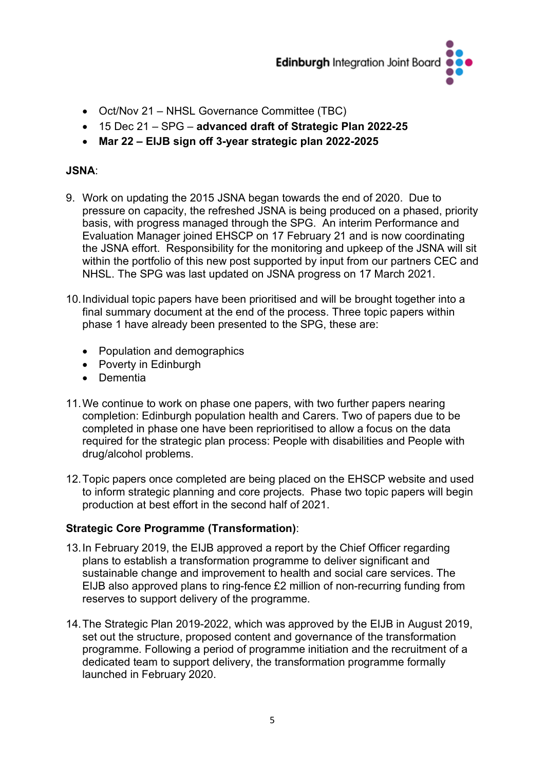- Oct/Nov 21 – NHSL Governance Committee (TBC)
- 15 Dec 21 – SPG – **advanced draft of Strategic Plan 2022-25**
- **Mar 22 – EIJB sign off 3-year strategic plan 2022-2025**

**JSNA**:

9. Work on updating the 2015 JSNA began towards the end of 2020. Due to pressure on capacity, the refreshed JSNA is being produced on a phased, priority basis, with progress managed through the SPG. An interim Performance and Evaluation Manager joined EHSCP on 17 February 21 and is now coordinating the JSNA effort. Responsibility for the monitoring and upkeep of the JSNA will sit within the portfolio of this new post supported by input from our partners CEC and NHSL. The SPG was last updated on JSNA progress on 17 March 2021.

10. Individual topic papers have been prioritised and will be brought together into a final summary document at the end of the process. Three topic papers within phase 1 have already been presented to the SPG, these are:

    - Population and demographics
    - Poverty in Edinburgh
    - Dementia

11. We continue to work on phase one papers, with two further papers nearing completion: Edinburgh population health and Carers. Two of papers due to be completed in phase one have been reprioritised to allow a focus on the data required for the strategic plan process: People with disabilities and People with drug/alcohol problems.

12. Topic papers once completed are being placed on the EHSCP website and used to inform strategic planning and core projects. Phase two topic papers will begin production at best effort in the second half of 2021.

**Strategic Core Programme (Transformation)**:

13. In February 2019, the EIJB approved a report by the Chief Officer regarding plans to establish a transformation programme to deliver significant and sustainable change and improvement to health and social care services. The EIJB also approved plans to ring-fence £2 million of non-recurring funding from reserves to support delivery of the programme.

14. The Strategic Plan 2019-2022, which was approved by the EIJB in August 2019, set out the structure, proposed content and governance of the transformation programme. Following a period of programme initiation and the recruitment of a dedicated team to support delivery, the transformation programme formally launched in February 2020.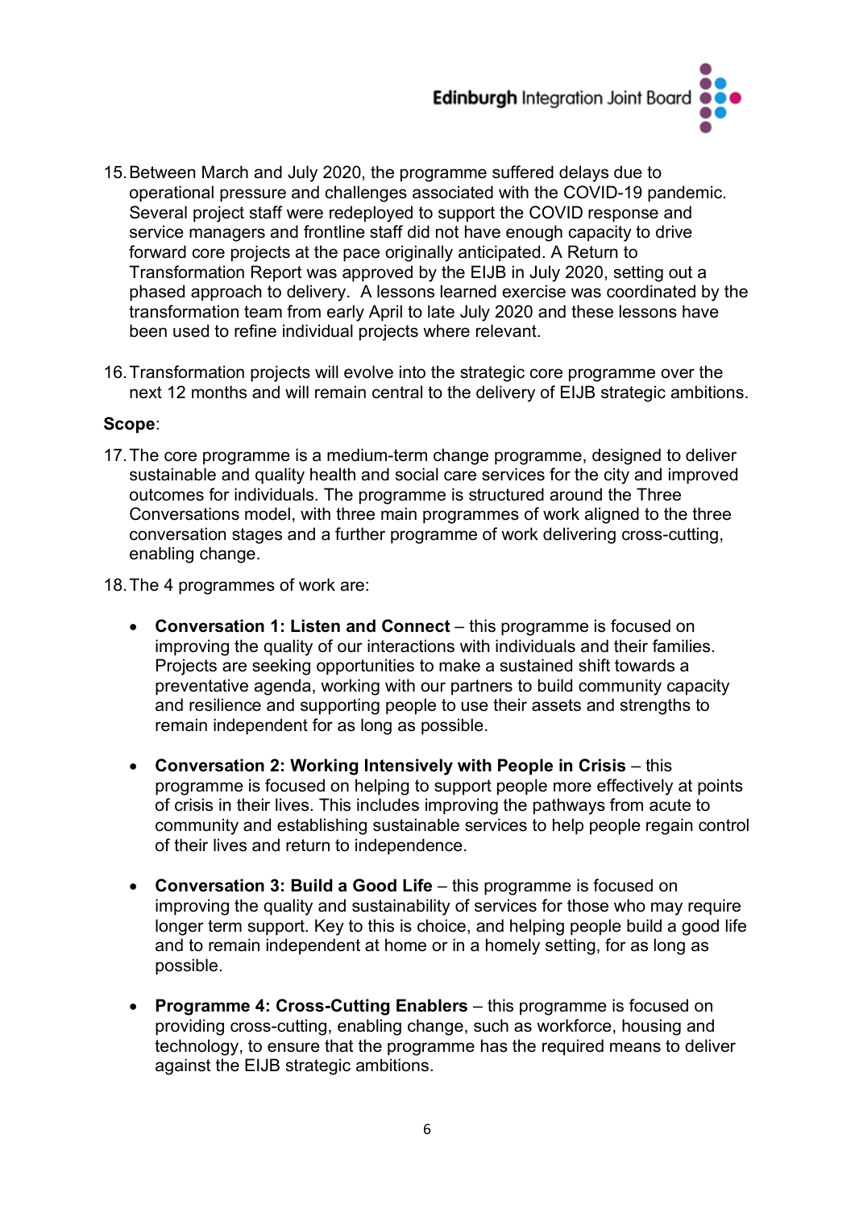15. Between March and July 2020, the programme suffered delays due to operational pressure and challenges associated with the COVID-19 pandemic. Several project staff were redeployed to support the COVID response and service managers and frontline staff did not have enough capacity to drive forward core projects at the pace originally anticipated. A Return to Transformation Report was approved by the EIJB in July 2020, setting out a phased approach to delivery. A lessons learned exercise was coordinated by the transformation team from early April to late July 2020 and these lessons have been used to refine individual projects where relevant.

16. Transformation projects will evolve into the strategic core programme over the next 12 months and will remain central to the delivery of EIJB strategic ambitions.

**Scope**:

17. The core programme is a medium-term change programme, designed to deliver sustainable and quality health and social care services for the city and improved outcomes for individuals. The programme is structured around the Three Conversations model, with three main programmes of work aligned to the three conversation stages and a further programme of work delivering cross-cutting, enabling change.

18. The 4 programmes of work are:

    - **Conversation 1: Listen and Connect** – this programme is focused on improving the quality of our interactions with individuals and their families. Projects are seeking opportunities to make a sustained shift towards a preventative agenda, working with our partners to build community capacity and resilience and supporting people to use their assets and strengths to remain independent for as long as possible.

    - **Conversation 2: Working Intensively with People in Crisis** – this programme is focused on helping to support people more effectively at points of crisis in their lives. This includes improving the pathways from acute to community and establishing sustainable services to help people regain control of their lives and return to independence.

    - **Conversation 3: Build a Good Life** – this programme is focused on improving the quality and sustainability of services for those who may require longer term support. Key to this is choice, and helping people build a good life and to remain independent at home or in a homely setting, for as long as possible.

    - **Programme 4: Cross-Cutting Enablers** – this programme is focused on providing cross-cutting, enabling change, such as workforce, housing and technology, to ensure that the programme has the required means to deliver against the EIJB strategic ambitions.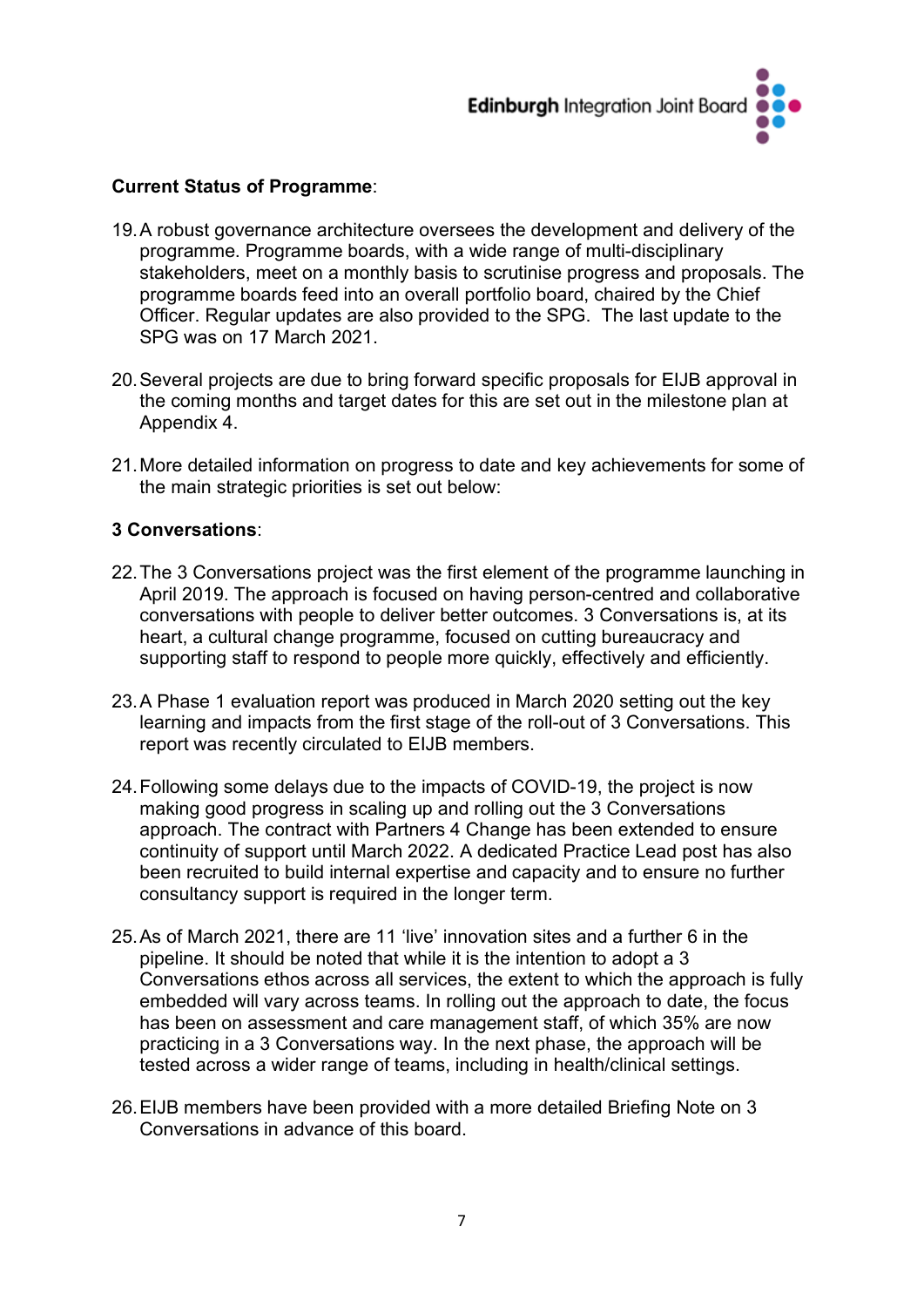**Current Status of Programme**:

19. A robust governance architecture oversees the development and delivery of the programme. Programme boards, with a wide range of multi-disciplinary stakeholders, meet on a monthly basis to scrutinise progress and proposals. The programme boards feed into an overall portfolio board, chaired by the Chief Officer. Regular updates are also provided to the SPG. The last update to the SPG was on 17 March 2021.

20. Several projects are due to bring forward specific proposals for EIJB approval in the coming months and target dates for this are set out in the milestone plan at Appendix 4.

21. More detailed information on progress to date and key achievements for some of the main strategic priorities is set out below:

**3 Conversations**:

22. The 3 Conversations project was the first element of the programme launching in April 2019. The approach is focused on having person-centred and collaborative conversations with people to deliver better outcomes. 3 Conversations is, at its heart, a cultural change programme, focused on cutting bureaucracy and supporting staff to respond to people more quickly, effectively and efficiently.

23. A Phase 1 evaluation report was produced in March 2020 setting out the key learning and impacts from the first stage of the roll-out of 3 Conversations. This report was recently circulated to EIJB members.

24. Following some delays due to the impacts of COVID-19, the project is now making good progress in scaling up and rolling out the 3 Conversations approach. The contract with Partners 4 Change has been extended to ensure continuity of support until March 2022. A dedicated Practice Lead post has also been recruited to build internal expertise and capacity and to ensure no further consultancy support is required in the longer term.

25. As of March 2021, there are 11 'live' innovation sites and a further 6 in the pipeline. It should be noted that while it is the intention to adopt a 3 Conversations ethos across all services, the extent to which the approach is fully embedded will vary across teams. In rolling out the approach to date, the focus has been on assessment and care management staff, of which 35% are now practicing in a 3 Conversations way. In the next phase, the approach will be tested across a wider range of teams, including in health/clinical settings.

26. EIJB members have been provided with a more detailed Briefing Note on 3 Conversations in advance of this board.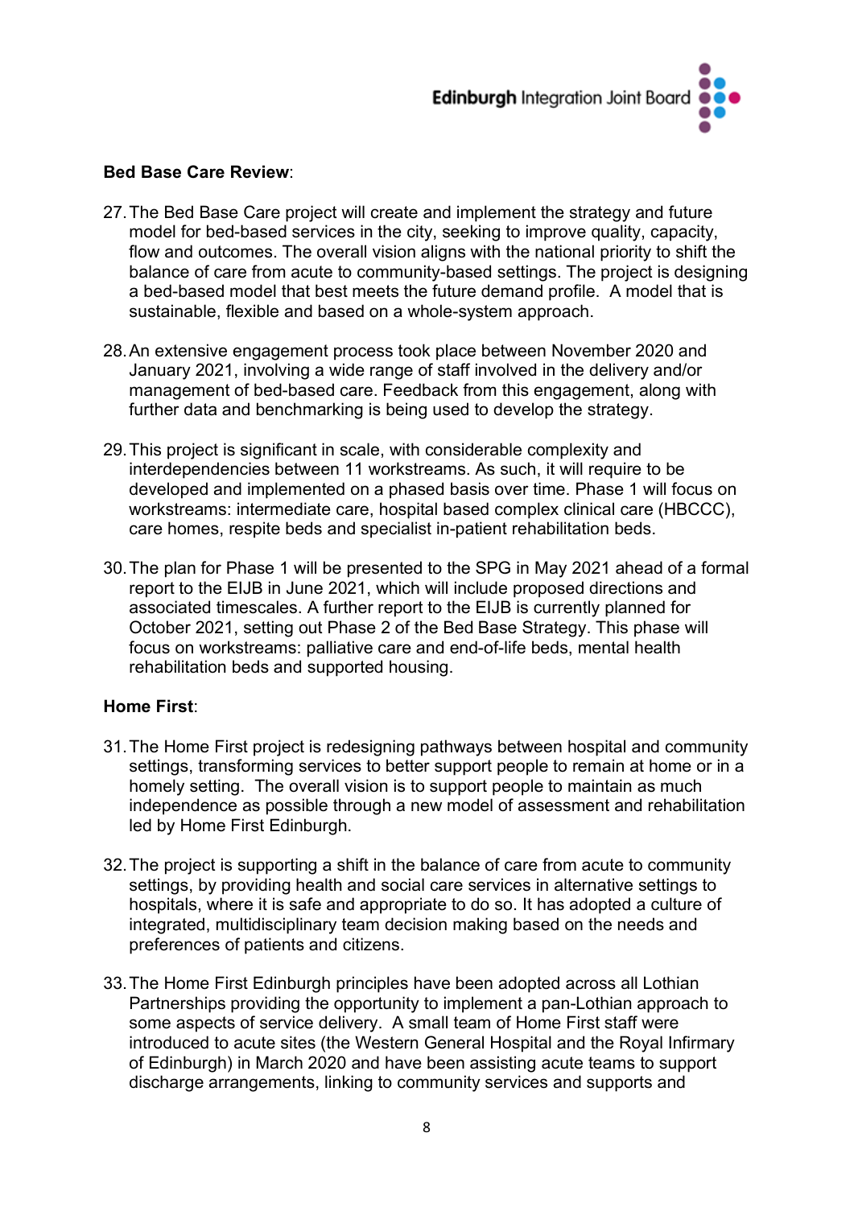**Bed Base Care Review**:

27. The Bed Base Care project will create and implement the strategy and future model for bed-based services in the city, seeking to improve quality, capacity, flow and outcomes. The overall vision aligns with the national priority to shift the balance of care from acute to community-based settings. The project is designing a bed-based model that best meets the future demand profile. A model that is sustainable, flexible and based on a whole-system approach.

28. An extensive engagement process took place between November 2020 and January 2021, involving a wide range of staff involved in the delivery and/or management of bed-based care. Feedback from this engagement, along with further data and benchmarking is being used to develop the strategy.

29. This project is significant in scale, with considerable complexity and interdependencies between 11 workstreams. As such, it will require to be developed and implemented on a phased basis over time. Phase 1 will focus on workstreams: intermediate care, hospital based complex clinical care (HBCCC), care homes, respite beds and specialist in-patient rehabilitation beds.

30. The plan for Phase 1 will be presented to the SPG in May 2021 ahead of a formal report to the EIJB in June 2021, which will include proposed directions and associated timescales. A further report to the EIJB is currently planned for October 2021, setting out Phase 2 of the Bed Base Strategy. This phase will focus on workstreams: palliative care and end-of-life beds, mental health rehabilitation beds and supported housing.

**Home First**:

31. The Home First project is redesigning pathways between hospital and community settings, transforming services to better support people to remain at home or in a homely setting. The overall vision is to support people to maintain as much independence as possible through a new model of assessment and rehabilitation led by Home First Edinburgh.

32. The project is supporting a shift in the balance of care from acute to community settings, by providing health and social care services in alternative settings to hospitals, where it is safe and appropriate to do so. It has adopted a culture of integrated, multidisciplinary team decision making based on the needs and preferences of patients and citizens.

33. The Home First Edinburgh principles have been adopted across all Lothian Partnerships providing the opportunity to implement a pan-Lothian approach to some aspects of service delivery. A small team of Home First staff were introduced to acute sites (the Western General Hospital and the Royal Infirmary of Edinburgh) in March 2020 and have been assisting acute teams to support discharge arrangements, linking to community services and supports and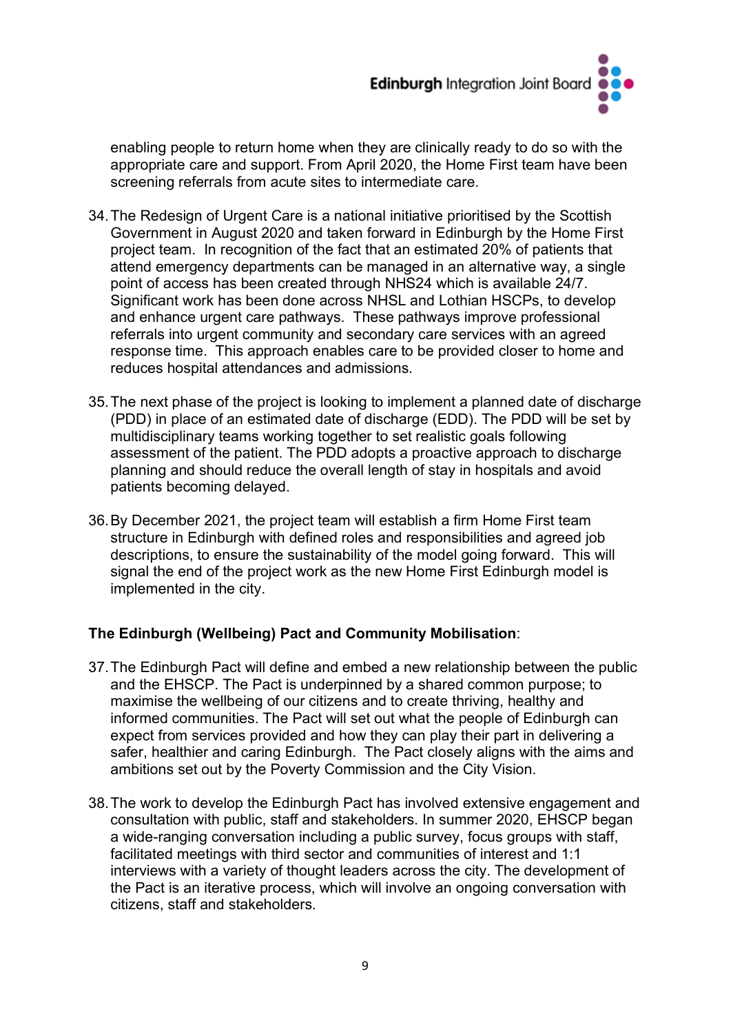enabling people to return home when they are clinically ready to do so with the appropriate care and support. From April 2020, the Home First team have been screening referrals from acute sites to intermediate care.

34. The Redesign of Urgent Care is a national initiative prioritised by the Scottish Government in August 2020 and taken forward in Edinburgh by the Home First project team. In recognition of the fact that an estimated 20% of patients that attend emergency departments can be managed in an alternative way, a single point of access has been created through NHS24 which is available 24/7. Significant work has been done across NHSL and Lothian HSCPs, to develop and enhance urgent care pathways. These pathways improve professional referrals into urgent community and secondary care services with an agreed response time. This approach enables care to be provided closer to home and reduces hospital attendances and admissions.

35. The next phase of the project is looking to implement a planned date of discharge (PDD) in place of an estimated date of discharge (EDD). The PDD will be set by multidisciplinary teams working together to set realistic goals following assessment of the patient. The PDD adopts a proactive approach to discharge planning and should reduce the overall length of stay in hospitals and avoid patients becoming delayed.

36. By December 2021, the project team will establish a firm Home First team structure in Edinburgh with defined roles and responsibilities and agreed job descriptions, to ensure the sustainability of the model going forward. This will signal the end of the project work as the new Home First Edinburgh model is implemented in the city.

**The Edinburgh (Wellbeing) Pact and Community Mobilisation**:

37. The Edinburgh Pact will define and embed a new relationship between the public and the EHSCP. The Pact is underpinned by a shared common purpose; to maximise the wellbeing of our citizens and to create thriving, healthy and informed communities. The Pact will set out what the people of Edinburgh can expect from services provided and how they can play their part in delivering a safer, healthier and caring Edinburgh. The Pact closely aligns with the aims and ambitions set out by the Poverty Commission and the City Vision.

38. The work to develop the Edinburgh Pact has involved extensive engagement and consultation with public, staff and stakeholders. In summer 2020, EHSCP began a wide-ranging conversation including a public survey, focus groups with staff, facilitated meetings with third sector and communities of interest and 1:1 interviews with a variety of thought leaders across the city. The development of the Pact is an iterative process, which will involve an ongoing conversation with citizens, staff and stakeholders.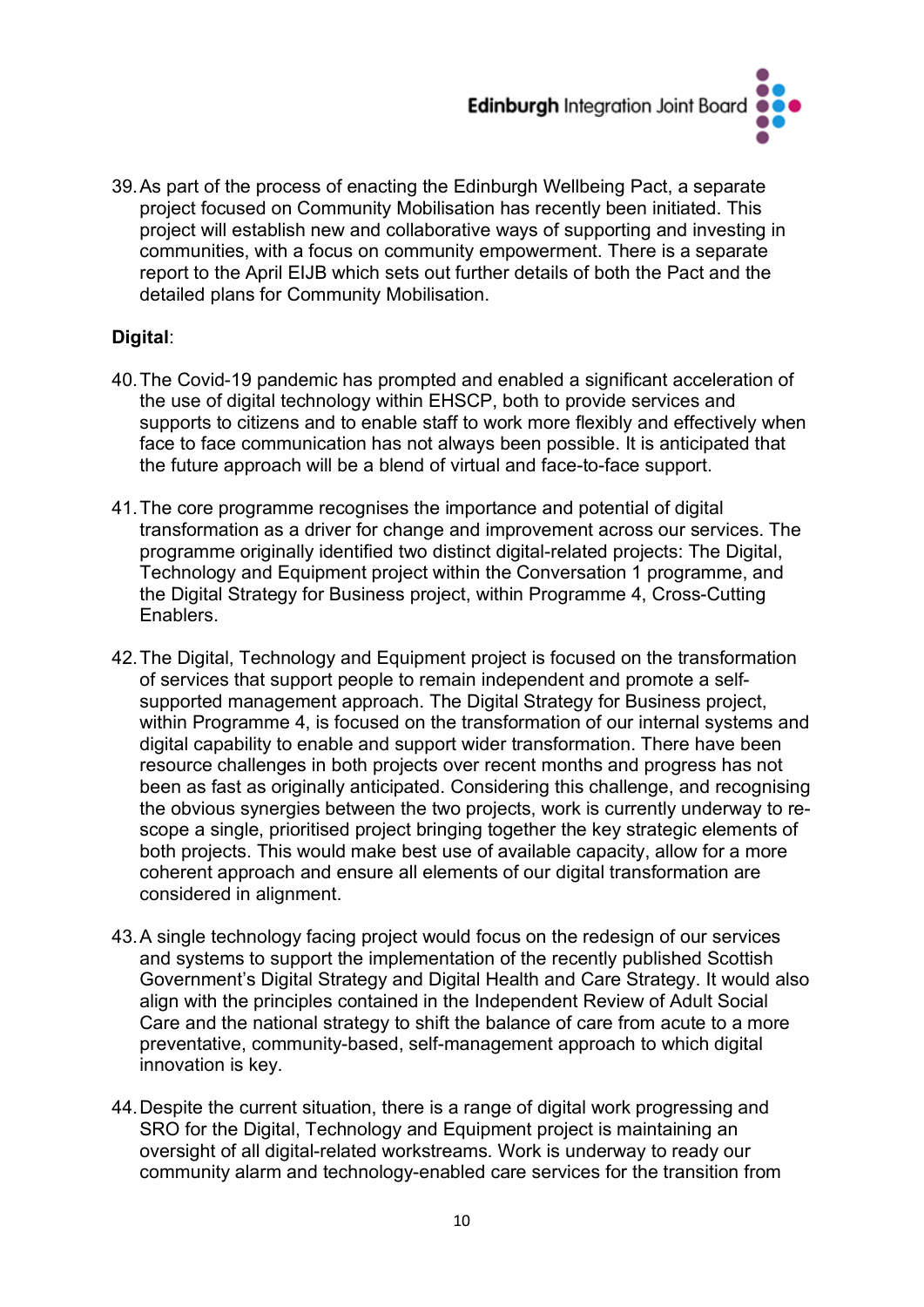39. As part of the process of enacting the Edinburgh Wellbeing Pact, a separate project focused on Community Mobilisation has recently been initiated. This project will establish new and collaborative ways of supporting and investing in communities, with a focus on community empowerment. There is a separate report to the April EIJB which sets out further details of both the Pact and the detailed plans for Community Mobilisation.

**Digital**:

40. The Covid-19 pandemic has prompted and enabled a significant acceleration of the use of digital technology within EHSCP, both to provide services and supports to citizens and to enable staff to work more flexibly and effectively when face to face communication has not always been possible. It is anticipated that the future approach will be a blend of virtual and face-to-face support.

41. The core programme recognises the importance and potential of digital transformation as a driver for change and improvement across our services. The programme originally identified two distinct digital-related projects: The Digital, Technology and Equipment project within the Conversation 1 programme, and the Digital Strategy for Business project, within Programme 4, Cross-Cutting Enablers.

42. The Digital, Technology and Equipment project is focused on the transformation of services that support people to remain independent and promote a self-supported management approach. The Digital Strategy for Business project, within Programme 4, is focused on the transformation of our internal systems and digital capability to enable and support wider transformation. There have been resource challenges in both projects over recent months and progress has not been as fast as originally anticipated. Considering this challenge, and recognising the obvious synergies between the two projects, work is currently underway to re-scope a single, prioritised project bringing together the key strategic elements of both projects. This would make best use of available capacity, allow for a more coherent approach and ensure all elements of our digital transformation are considered in alignment.

43. A single technology facing project would focus on the redesign of our services and systems to support the implementation of the recently published Scottish Government's Digital Strategy and Digital Health and Care Strategy. It would also align with the principles contained in the Independent Review of Adult Social Care and the national strategy to shift the balance of care from acute to a more preventative, community-based, self-management approach to which digital innovation is key.

44. Despite the current situation, there is a range of digital work progressing and SRO for the Digital, Technology and Equipment project is maintaining an oversight of all digital-related workstreams. Work is underway to ready our community alarm and technology-enabled care services for the transition from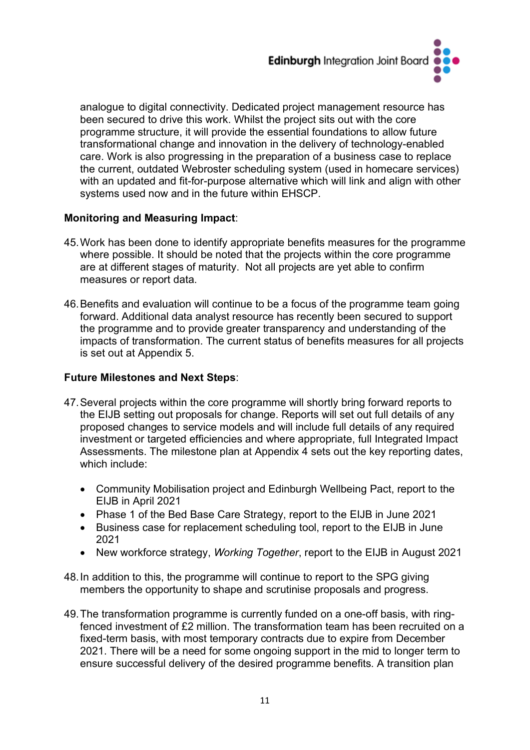analogue to digital connectivity. Dedicated project management resource has been secured to drive this work. Whilst the project sits out with the core programme structure, it will provide the essential foundations to allow future transformational change and innovation in the delivery of technology-enabled care. Work is also progressing in the preparation of a business case to replace the current, outdated Webroster scheduling system (used in homecare services) with an updated and fit-for-purpose alternative which will link and align with other systems used now and in the future within EHSCP.

**Monitoring and Measuring Impact**:

45. Work has been done to identify appropriate benefits measures for the programme where possible. It should be noted that the projects within the core programme are at different stages of maturity. Not all projects are yet able to confirm measures or report data.

46. Benefits and evaluation will continue to be a focus of the programme team going forward. Additional data analyst resource has recently been secured to support the programme and to provide greater transparency and understanding of the impacts of transformation. The current status of benefits measures for all projects is set out at Appendix 5.

**Future Milestones and Next Steps**:

47. Several projects within the core programme will shortly bring forward reports to the EIJB setting out proposals for change. Reports will set out full details of any proposed changes to service models and will include full details of any required investment or targeted efficiencies and where appropriate, full Integrated Impact Assessments. The milestone plan at Appendix 4 sets out the key reporting dates, which include:

   - Community Mobilisation project and Edinburgh Wellbeing Pact, report to the EIJB in April 2021
   - Phase 1 of the Bed Base Care Strategy, report to the EIJB in June 2021
   - Business case for replacement scheduling tool, report to the EIJB in June 2021
   - New workforce strategy, *Working Together*, report to the EIJB in August 2021

48. In addition to this, the programme will continue to report to the SPG giving members the opportunity to shape and scrutinise proposals and progress.

49. The transformation programme is currently funded on a one-off basis, with ring-fenced investment of £2 million. The transformation team has been recruited on a fixed-term basis, with most temporary contracts due to expire from December 2021. There will be a need for some ongoing support in the mid to longer term to ensure successful delivery of the desired programme benefits. A transition plan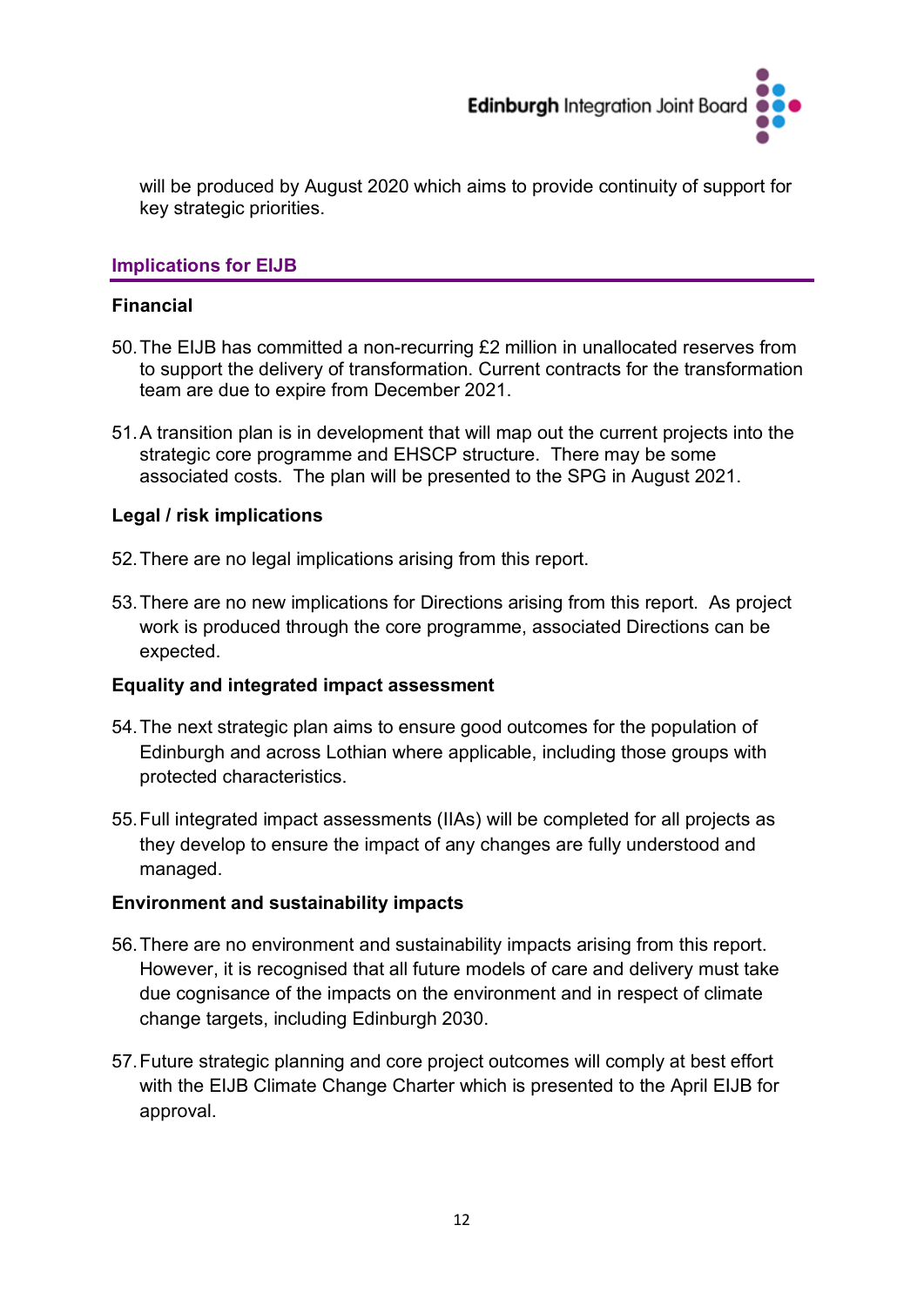will be produced by August 2020 which aims to provide continuity of support for key strategic priorities.

## Implications for EIJB

### Financial

50. The EIJB has committed a non-recurring £2 million in unallocated reserves from to support the delivery of transformation. Current contracts for the transformation team are due to expire from December 2021.

51. A transition plan is in development that will map out the current projects into the strategic core programme and EHSCP structure. There may be some associated costs. The plan will be presented to the SPG in August 2021.

### Legal / risk implications

52. There are no legal implications arising from this report.

53. There are no new implications for Directions arising from this report. As project work is produced through the core programme, associated Directions can be expected.

### Equality and integrated impact assessment

54. The next strategic plan aims to ensure good outcomes for the population of Edinburgh and across Lothian where applicable, including those groups with protected characteristics.

55. Full integrated impact assessments (IIAs) will be completed for all projects as they develop to ensure the impact of any changes are fully understood and managed.

### Environment and sustainability impacts

56. There are no environment and sustainability impacts arising from this report. However, it is recognised that all future models of care and delivery must take due cognisance of the impacts on the environment and in respect of climate change targets, including Edinburgh 2030.

57. Future strategic planning and core project outcomes will comply at best effort with the EIJB Climate Change Charter which is presented to the April EIJB for approval.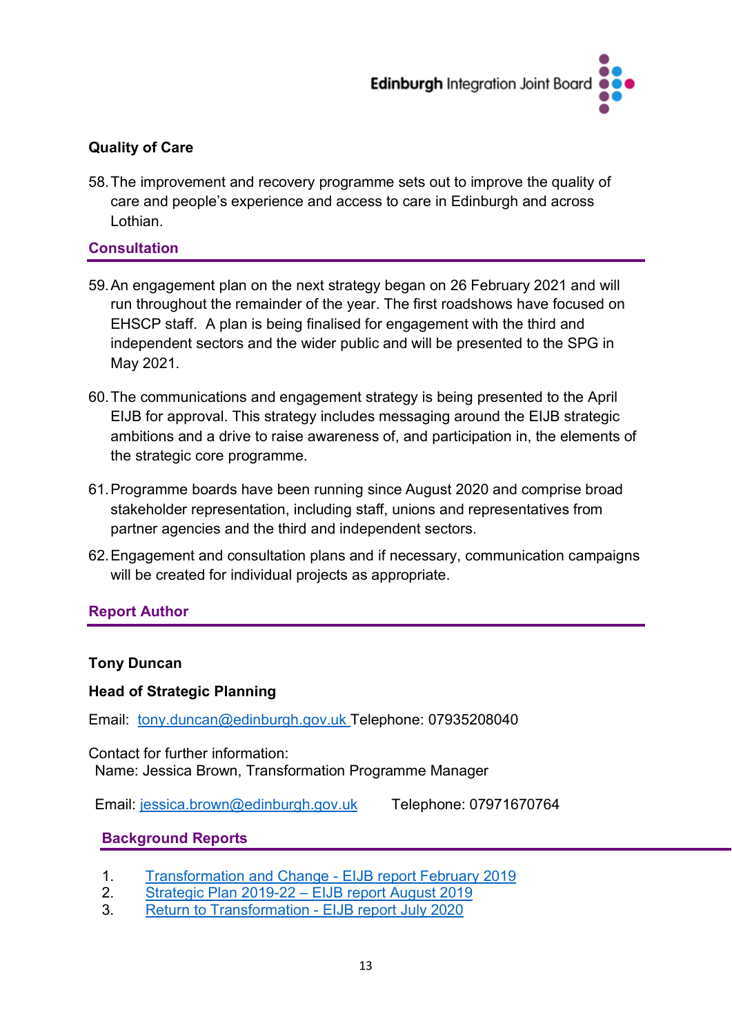### Quality of Care

58. The improvement and recovery programme sets out to improve the quality of care and people's experience and access to care in Edinburgh and across Lothian.

## Consultation

59. An engagement plan on the next strategy began on 26 February 2021 and will run throughout the remainder of the year. The first roadshows have focused on EHSCP staff. A plan is being finalised for engagement with the third and independent sectors and the wider public and will be presented to the SPG in May 2021.

60. The communications and engagement strategy is being presented to the April EIJB for approval. This strategy includes messaging around the EIJB strategic ambitions and a drive to raise awareness of, and participation in, the elements of the strategic core programme.

61. Programme boards have been running since August 2020 and comprise broad stakeholder representation, including staff, unions and representatives from partner agencies and the third and independent sectors.

62. Engagement and consultation plans and if necessary, communication campaigns will be created for individual projects as appropriate.

## Report Author

**Tony Duncan**

**Head of Strategic Planning**

Email: tony.duncan@edinburgh.gov.uk Telephone: 07935208040

Contact for further information:
Name: Jessica Brown, Transformation Programme Manager

Email: jessica.brown@edinburgh.gov.uk Telephone: 07971670764

## Background Reports

1. Transformation and Change - EIJB report February 2019
2. Strategic Plan 2019-22 – EIJB report August 2019
3. Return to Transformation - EIJB report July 2020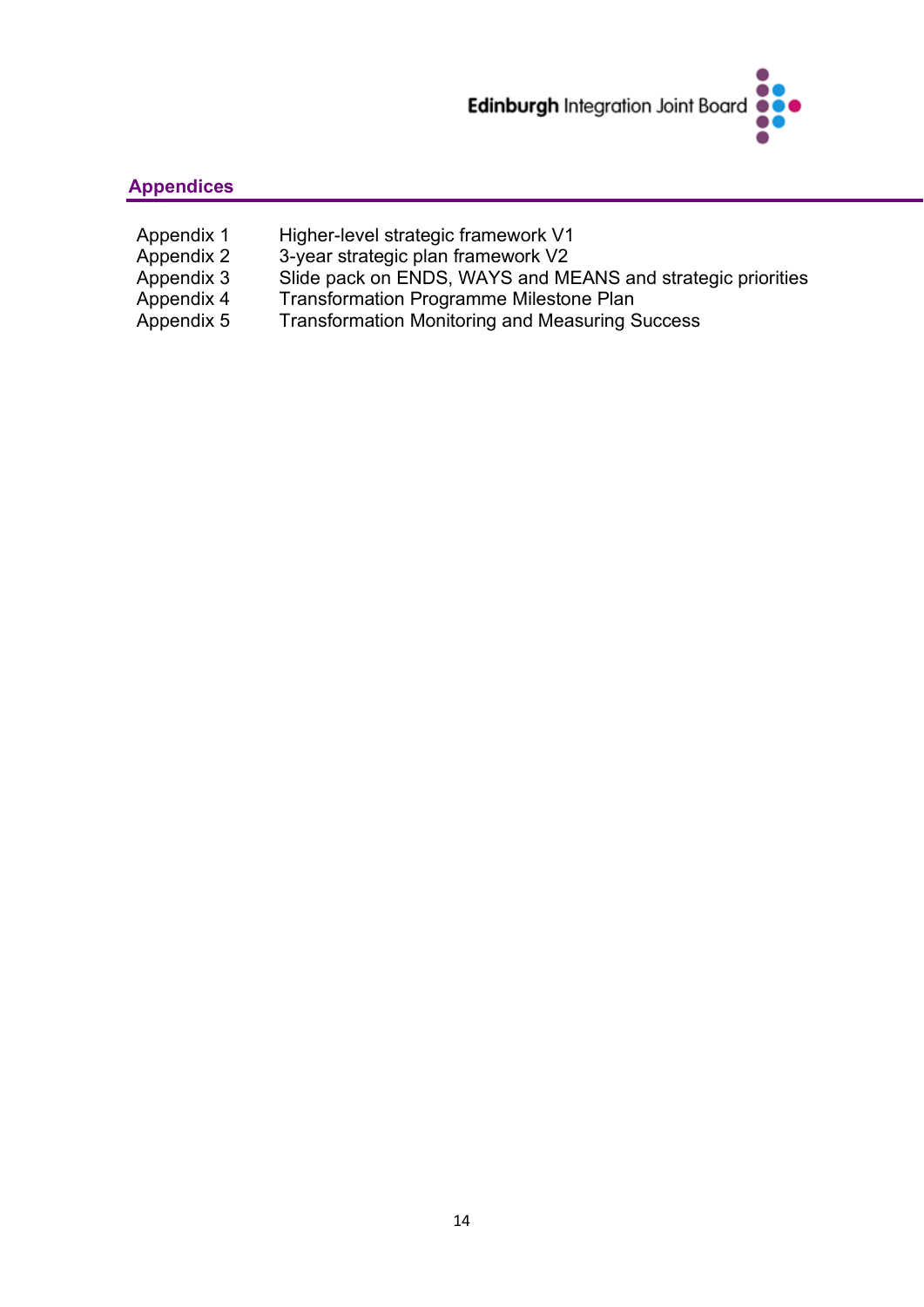## Appendices

| | |
|---|---|
| Appendix 1 | Higher-level strategic framework V1 |
| Appendix 2 | 3-year strategic plan framework V2 |
| Appendix 3 | Slide pack on ENDS, WAYS and MEANS and strategic priorities |
| Appendix 4 | Transformation Programme Milestone Plan |
| Appendix 5 | Transformation Monitoring and Measuring Success |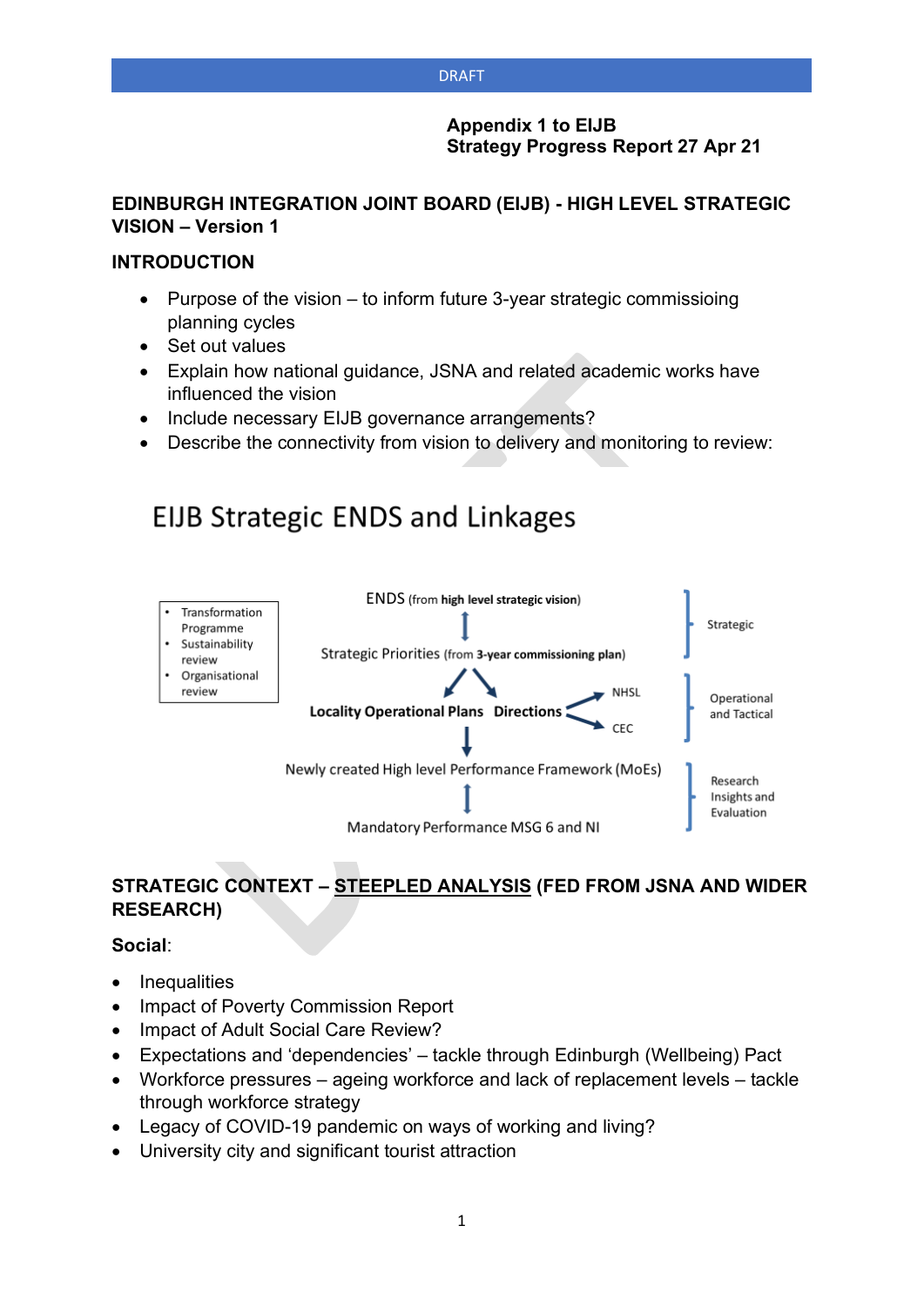DRAFT

**Appendix 1 to EIJB**
**Strategy Progress Report 27 Apr 21**

## EDINBURGH INTEGRATION JOINT BOARD (EIJB) - HIGH LEVEL STRATEGIC VISION – Version 1

### INTRODUCTION

- Purpose of the vision – to inform future 3-year strategic commissioing planning cycles
- Set out values
- Explain how national guidance, JSNA and related academic works have influenced the vision
- Include necessary EIJB governance arrangements?
- Describe the connectivity from vision to delivery and monitoring to review:

EIJB Strategic ENDS and Linkages

- Transformation Programme
- Sustainability review
- Organisational review

ENDS (from **high level strategic vision**)

Strategic Priorities (from **3-year commissioning plan**)

**Locality Operational Plans** **Directions** → NHSL, CEC

Newly created High level Performance Framework (MoEs)

Mandatory Performance MSG 6 and NI

Strategic

Operational and Tactical

Research Insights and Evaluation

### STRATEGIC CONTEXT – <u>STEEPLED ANALYSIS</u> (FED FROM JSNA AND WIDER RESEARCH)

**Social**:

- Inequalities
- Impact of Poverty Commission Report
- Impact of Adult Social Care Review?
- Expectations and 'dependencies' – tackle through Edinburgh (Wellbeing) Pact
- Workforce pressures – ageing workforce and lack of replacement levels – tackle through workforce strategy
- Legacy of COVID-19 pandemic on ways of working and living?
- University city and significant tourist attraction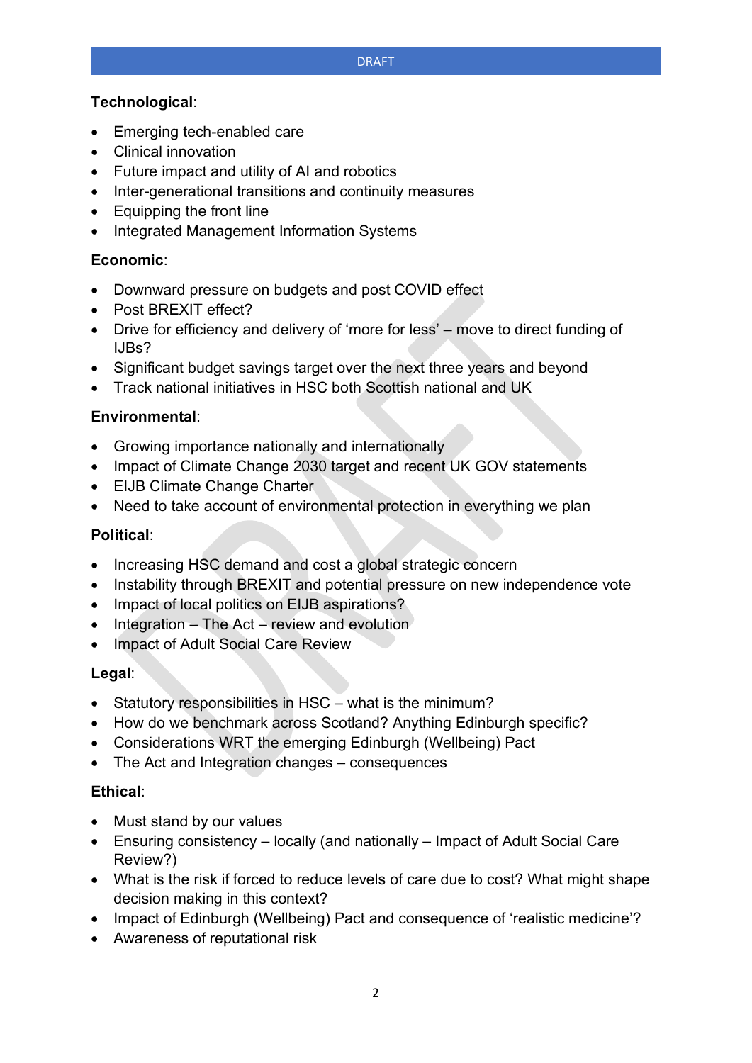**Technological**:

- Emerging tech-enabled care
- Clinical innovation
- Future impact and utility of AI and robotics
- Inter-generational transitions and continuity measures
- Equipping the front line
- Integrated Management Information Systems

**Economic**:

- Downward pressure on budgets and post COVID effect
- Post BREXIT effect?
- Drive for efficiency and delivery of 'more for less' – move to direct funding of IJBs?
- Significant budget savings target over the next three years and beyond
- Track national initiatives in HSC both Scottish national and UK

**Environmental**:

- Growing importance nationally and internationally
- Impact of Climate Change 2030 target and recent UK GOV statements
- EIJB Climate Change Charter
- Need to take account of environmental protection in everything we plan

**Political**:

- Increasing HSC demand and cost a global strategic concern
- Instability through BREXIT and potential pressure on new independence vote
- Impact of local politics on EIJB aspirations?
- Integration – The Act – review and evolution
- Impact of Adult Social Care Review

**Legal**:

- Statutory responsibilities in HSC – what is the minimum?
- How do we benchmark across Scotland? Anything Edinburgh specific?
- Considerations WRT the emerging Edinburgh (Wellbeing) Pact
- The Act and Integration changes – consequences

**Ethical**:

- Must stand by our values
- Ensuring consistency – locally (and nationally – Impact of Adult Social Care Review?)
- What is the risk if forced to reduce levels of care due to cost? What might shape decision making in this context?
- Impact of Edinburgh (Wellbeing) Pact and consequence of 'realistic medicine'?
- Awareness of reputational risk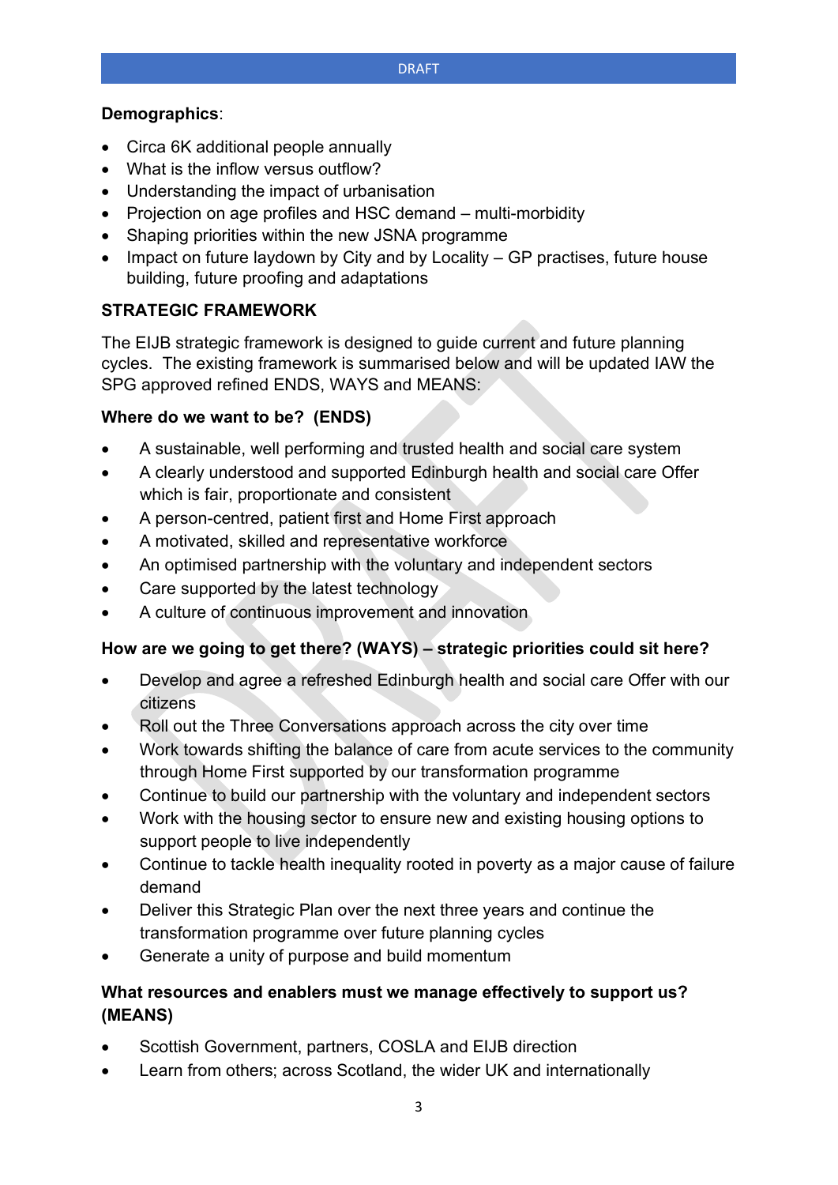**Demographics**:

- Circa 6K additional people annually
- What is the inflow versus outflow?
- Understanding the impact of urbanisation
- Projection on age profiles and HSC demand – multi-morbidity
- Shaping priorities within the new JSNA programme
- Impact on future laydown by City and by Locality – GP practises, future house building, future proofing and adaptations

## STRATEGIC FRAMEWORK

The EIJB strategic framework is designed to guide current and future planning cycles. The existing framework is summarised below and will be updated IAW the SPG approved refined ENDS, WAYS and MEANS:

### Where do we want to be? (ENDS)

- A sustainable, well performing and trusted health and social care system
- A clearly understood and supported Edinburgh health and social care Offer which is fair, proportionate and consistent
- A person-centred, patient first and Home First approach
- A motivated, skilled and representative workforce
- An optimised partnership with the voluntary and independent sectors
- Care supported by the latest technology
- A culture of continuous improvement and innovation

### How are we going to get there? (WAYS) – strategic priorities could sit here?

- Develop and agree a refreshed Edinburgh health and social care Offer with our citizens
- Roll out the Three Conversations approach across the city over time
- Work towards shifting the balance of care from acute services to the community through Home First supported by our transformation programme
- Continue to build our partnership with the voluntary and independent sectors
- Work with the housing sector to ensure new and existing housing options to support people to live independently
- Continue to tackle health inequality rooted in poverty as a major cause of failure demand
- Deliver this Strategic Plan over the next three years and continue the transformation programme over future planning cycles
- Generate a unity of purpose and build momentum

### What resources and enablers must we manage effectively to support us? (MEANS)

- Scottish Government, partners, COSLA and EIJB direction
- Learn from others; across Scotland, the wider UK and internationally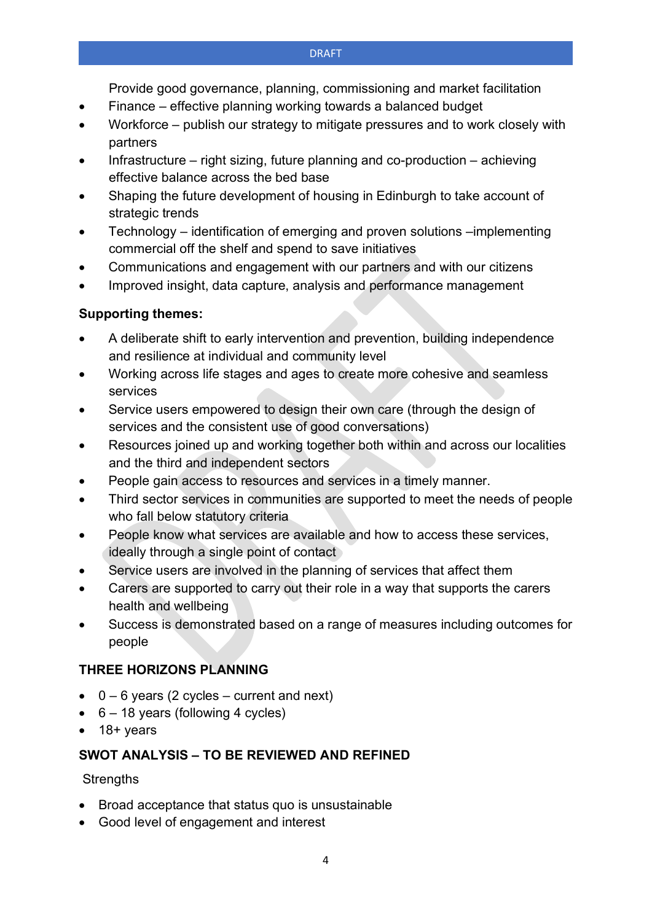Provide good governance, planning, commissioning and market facilitation

- Finance – effective planning working towards a balanced budget
- Workforce – publish our strategy to mitigate pressures and to work closely with partners
- Infrastructure – right sizing, future planning and co-production – achieving effective balance across the bed base
- Shaping the future development of housing in Edinburgh to take account of strategic trends
- Technology – identification of emerging and proven solutions –implementing commercial off the shelf and spend to save initiatives
- Communications and engagement with our partners and with our citizens
- Improved insight, data capture, analysis and performance management

**Supporting themes:**

- A deliberate shift to early intervention and prevention, building independence and resilience at individual and community level
- Working across life stages and ages to create more cohesive and seamless services
- Service users empowered to design their own care (through the design of services and the consistent use of good conversations)
- Resources joined up and working together both within and across our localities and the third and independent sectors
- People gain access to resources and services in a timely manner.
- Third sector services in communities are supported to meet the needs of people who fall below statutory criteria
- People know what services are available and how to access these services, ideally through a single point of contact
- Service users are involved in the planning of services that affect them
- Carers are supported to carry out their role in a way that supports the carers health and wellbeing
- Success is demonstrated based on a range of measures including outcomes for people

**THREE HORIZONS PLANNING**

- 0 – 6 years (2 cycles – current and next)
- 6 – 18 years (following 4 cycles)
- 18+ years

**SWOT ANALYSIS – TO BE REVIEWED AND REFINED**

Strengths

- Broad acceptance that status quo is unsustainable
- Good level of engagement and interest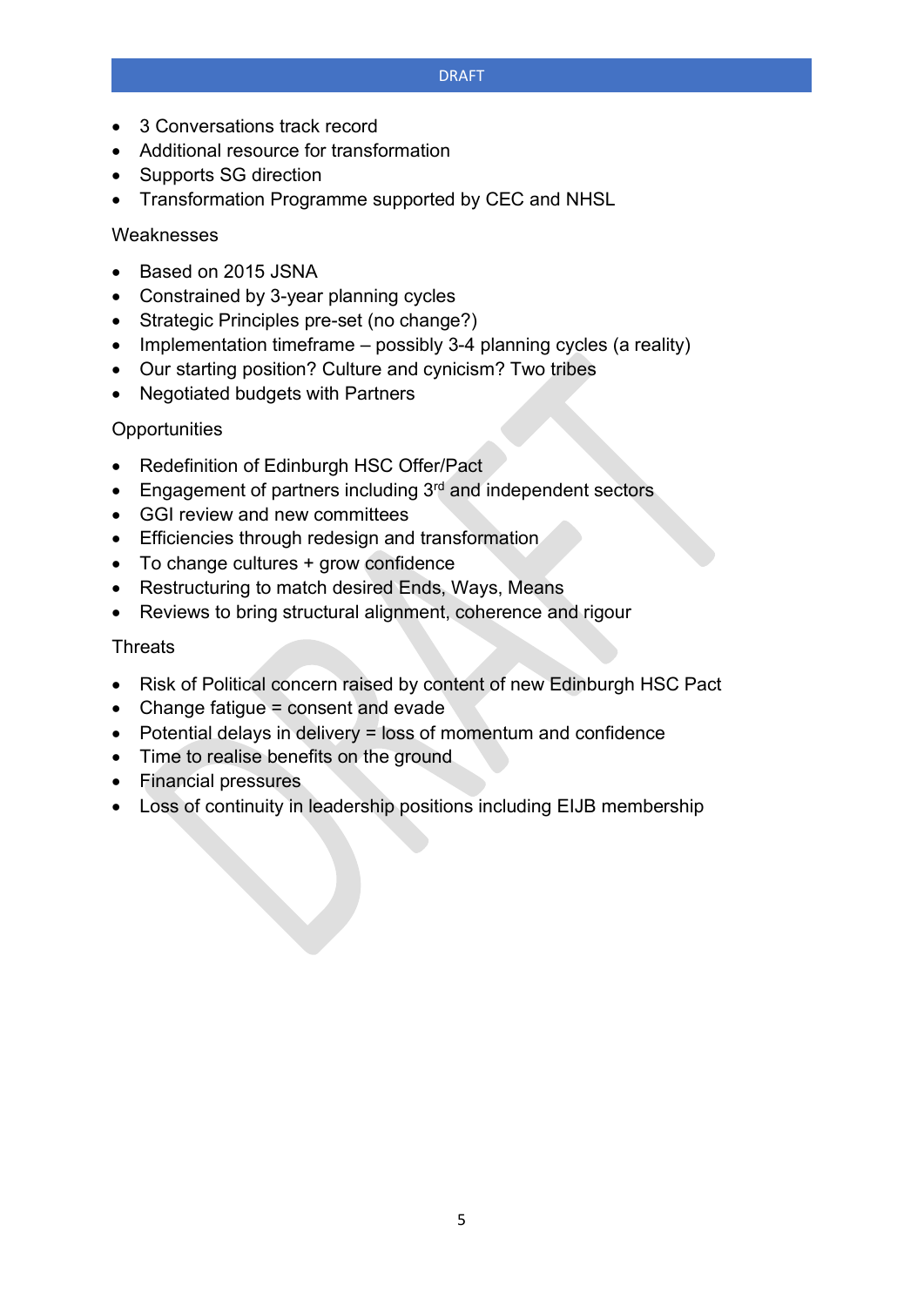- 3 Conversations track record
- Additional resource for transformation
- Supports SG direction
- Transformation Programme supported by CEC and NHSL

Weaknesses

- Based on 2015 JSNA
- Constrained by 3-year planning cycles
- Strategic Principles pre-set (no change?)
- Implementation timeframe – possibly 3-4 planning cycles (a reality)
- Our starting position? Culture and cynicism? Two tribes
- Negotiated budgets with Partners

Opportunities

- Redefinition of Edinburgh HSC Offer/Pact
- Engagement of partners including 3rd and independent sectors
- GGI review and new committees
- Efficiencies through redesign and transformation
- To change cultures + grow confidence
- Restructuring to match desired Ends, Ways, Means
- Reviews to bring structural alignment, coherence and rigour

Threats

- Risk of Political concern raised by content of new Edinburgh HSC Pact
- Change fatigue = consent and evade
- Potential delays in delivery = loss of momentum and confidence
- Time to realise benefits on the ground
- Financial pressures
- Loss of continuity in leadership positions including EIJB membership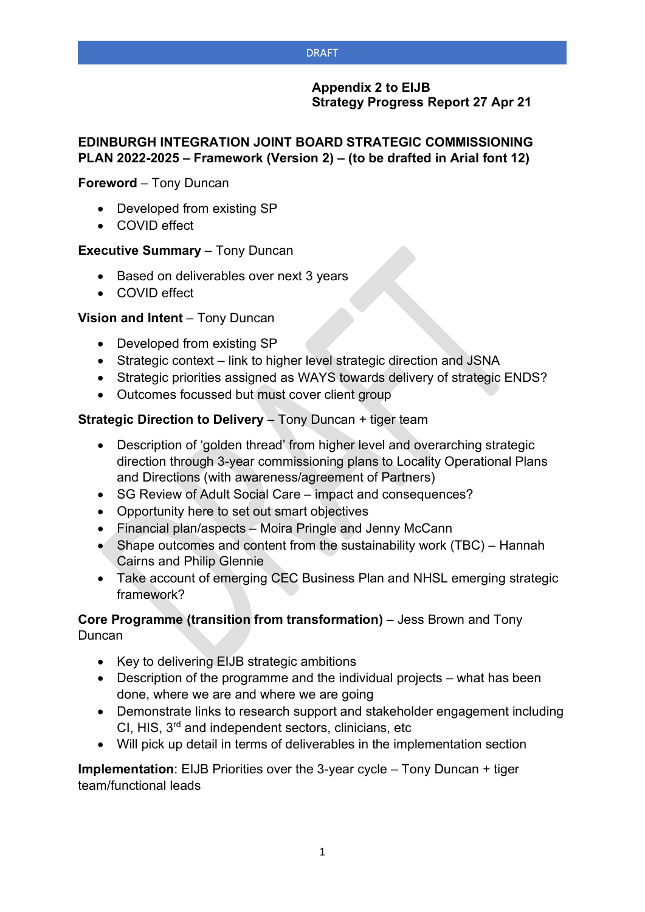DRAFT

**Appendix 2 to EIJB**
**Strategy Progress Report 27 Apr 21**

**EDINBURGH INTEGRATION JOINT BOARD STRATEGIC COMMISSIONING PLAN 2022-2025 – Framework (Version 2) – (to be drafted in Arial font 12)**

**Foreword** – Tony Duncan

- Developed from existing SP
- COVID effect

**Executive Summary** – Tony Duncan

- Based on deliverables over next 3 years
- COVID effect

**Vision and Intent** – Tony Duncan

- Developed from existing SP
- Strategic context – link to higher level strategic direction and JSNA
- Strategic priorities assigned as WAYS towards delivery of strategic ENDS?
- Outcomes focussed but must cover client group

**Strategic Direction to Delivery** – Tony Duncan + tiger team

- Description of 'golden thread' from higher level and overarching strategic direction through 3-year commissioning plans to Locality Operational Plans and Directions (with awareness/agreement of Partners)
- SG Review of Adult Social Care – impact and consequences?
- Opportunity here to set out smart objectives
- Financial plan/aspects – Moira Pringle and Jenny McCann
- Shape outcomes and content from the sustainability work (TBC) – Hannah Cairns and Philip Glennie
- Take account of emerging CEC Business Plan and NHSL emerging strategic framework?

**Core Programme (transition from transformation)** – Jess Brown and Tony Duncan

- Key to delivering EIJB strategic ambitions
- Description of the programme and the individual projects – what has been done, where we are and where we are going
- Demonstrate links to research support and stakeholder engagement including CI, HIS, 3rd and independent sectors, clinicians, etc
- Will pick up detail in terms of deliverables in the implementation section

**Implementation**: EIJB Priorities over the 3-year cycle – Tony Duncan + tiger team/functional leads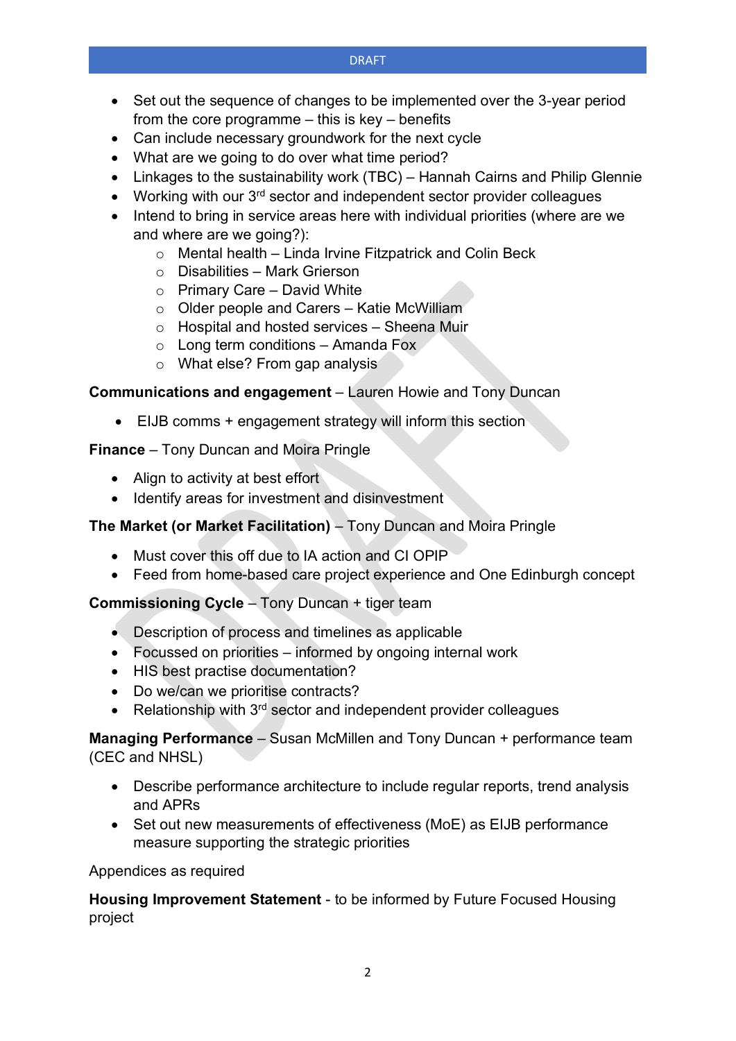- Set out the sequence of changes to be implemented over the 3-year period from the core programme – this is key – benefits
- Can include necessary groundwork for the next cycle
- What are we going to do over what time period?
- Linkages to the sustainability work (TBC) – Hannah Cairns and Philip Glennie
- Working with our 3rd sector and independent sector provider colleagues
- Intend to bring in service areas here with individual priorities (where are we and where are we going?):
    - Mental health – Linda Irvine Fitzpatrick and Colin Beck
    - Disabilities – Mark Grierson
    - Primary Care – David White
    - Older people and Carers – Katie McWilliam
    - Hospital and hosted services – Sheena Muir
    - Long term conditions – Amanda Fox
    - What else? From gap analysis

**Communications and engagement** – Lauren Howie and Tony Duncan

- EIJB comms + engagement strategy will inform this section

**Finance** – Tony Duncan and Moira Pringle

- Align to activity at best effort
- Identify areas for investment and disinvestment

**The Market (or Market Facilitation)** – Tony Duncan and Moira Pringle

- Must cover this off due to IA action and CI OPIP
- Feed from home-based care project experience and One Edinburgh concept

**Commissioning Cycle** – Tony Duncan + tiger team

- Description of process and timelines as applicable
- Focussed on priorities – informed by ongoing internal work
- HIS best practise documentation?
- Do we/can we prioritise contracts?
- Relationship with 3rd sector and independent provider colleagues

**Managing Performance** – Susan McMillen and Tony Duncan + performance team (CEC and NHSL)

- Describe performance architecture to include regular reports, trend analysis and APRs
- Set out new measurements of effectiveness (MoE) as EIJB performance measure supporting the strategic priorities

Appendices as required

**Housing Improvement Statement** - to be informed by Future Focused Housing project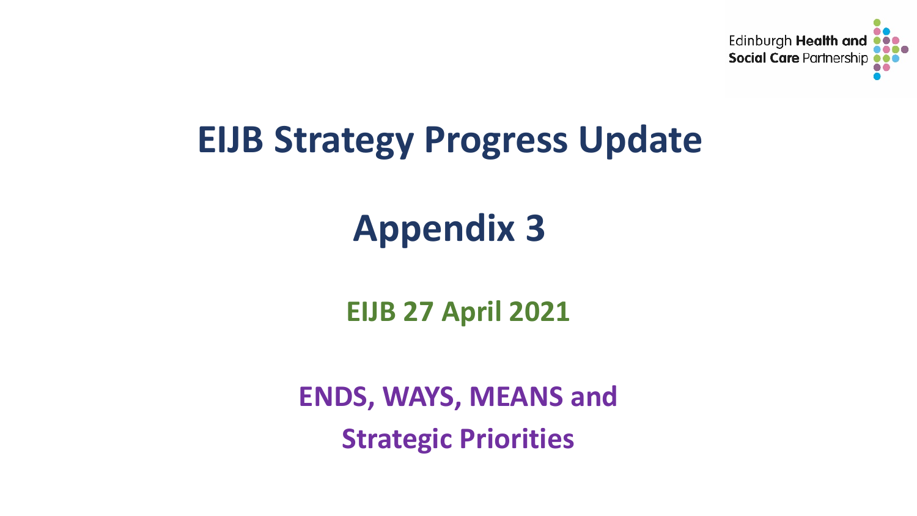# EIJB Strategy Progress Update

# Appendix 3

## EIJB 27 April 2021

## ENDS, WAYS, MEANS and Strategic Priorities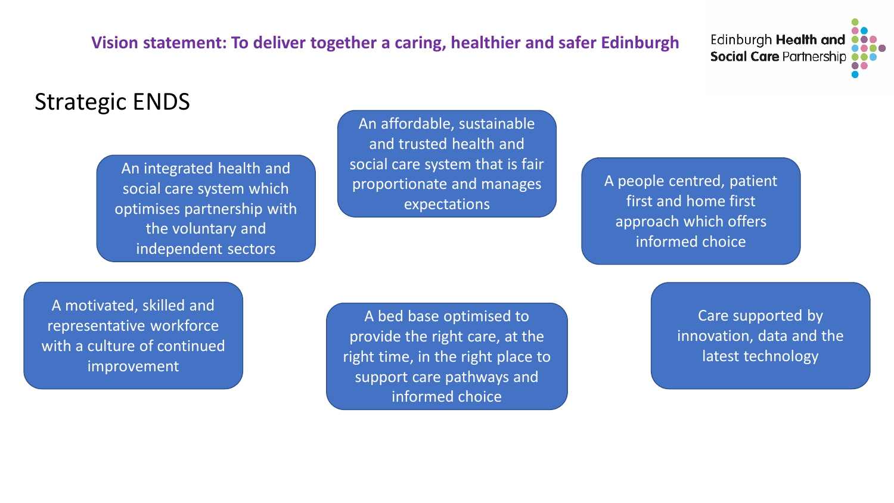**Vision statement: To deliver together a caring, healthier and safer Edinburgh**

Edinburgh **Health and Social Care** Partnership

# Strategic ENDS

- An integrated health and social care system which optimises partnership with the voluntary and independent sectors
- An affordable, sustainable and trusted health and social care system that is fair proportionate and manages expectations
- A people centred, patient first and home first approach which offers informed choice
- A motivated, skilled and representative workforce with a culture of continued improvement
- A bed base optimised to provide the right care, at the right time, in the right place to support care pathways and informed choice
- Care supported by innovation, data and the latest technology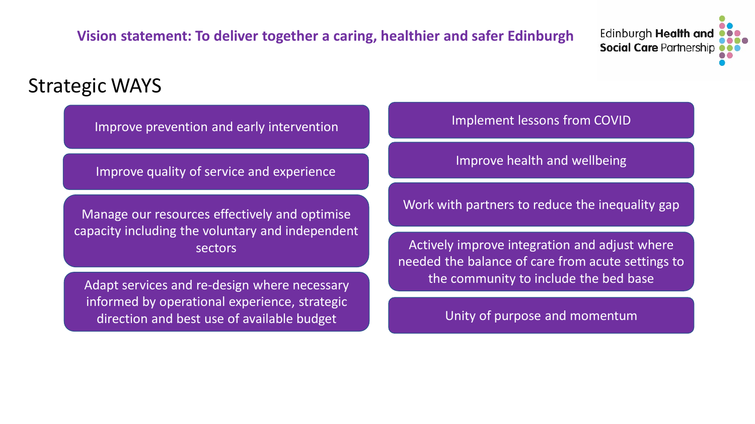**Vision statement: To deliver together a caring, healthier and safer Edinburgh**

# Strategic WAYS

- Improve prevention and early intervention
- Improve quality of service and experience
- Manage our resources effectively and optimise capacity including the voluntary and independent sectors
- Adapt services and re-design where necessary informed by operational experience, strategic direction and best use of available budget
- Implement lessons from COVID
- Improve health and wellbeing
- Work with partners to reduce the inequality gap
- Actively improve integration and adjust where needed the balance of care from acute settings to the community to include the bed base
- Unity of purpose and momentum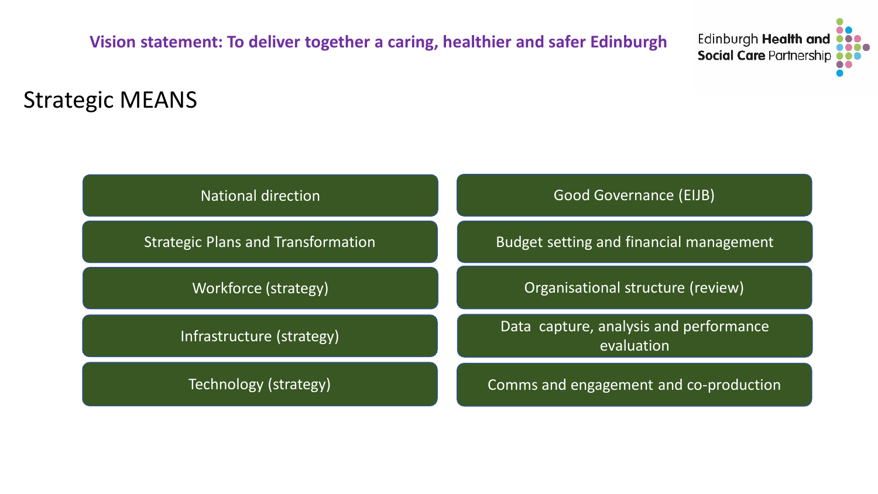**Vision statement: To deliver together a caring, healthier and safer Edinburgh**

Edinburgh **Health and Social Care** Partnership

# Strategic MEANS

- National direction
- Strategic Plans and Transformation
- Workforce (strategy)
- Infrastructure (strategy)
- Technology (strategy)
- Good Governance (EIJB)
- Budget setting and financial management
- Organisational structure (review)
- Data capture, analysis and performance evaluation
- Comms and engagement and co-production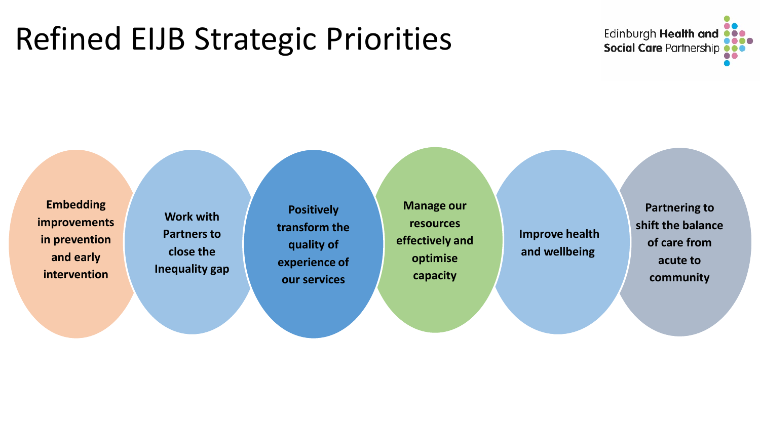# Refined EIJB Strategic Priorities

- **Embedding improvements in prevention and early intervention**
- **Work with Partners to close the Inequality gap**
- **Positively transform the quality of experience of our services**
- **Manage our resources effectively and optimise capacity**
- **Improve health and wellbeing**
- **Partnering to shift the balance of care from acute to community**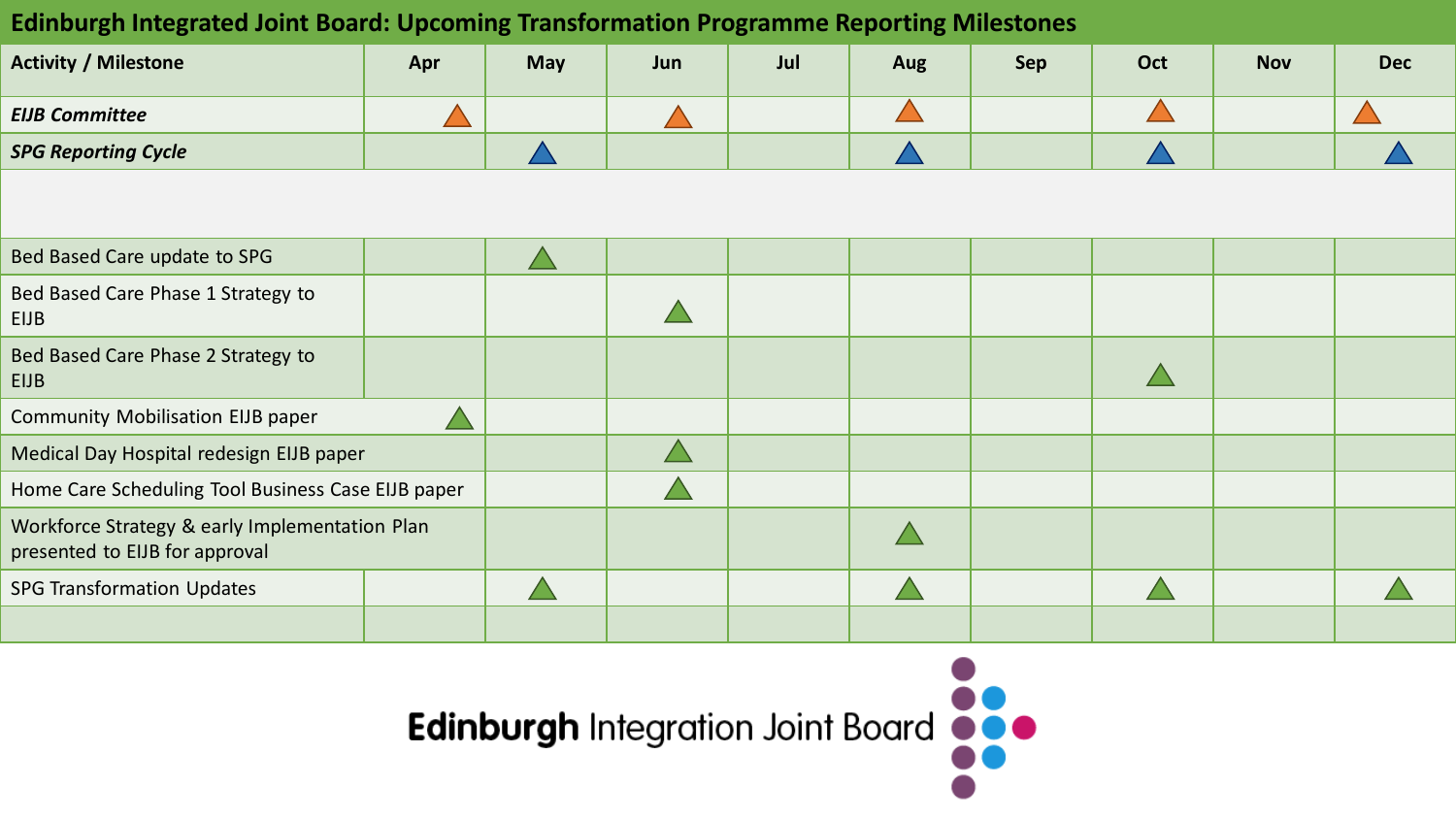## Edinburgh Integrated Joint Board: Upcoming Transformation Programme Reporting Milestones

| Activity / Milestone | Apr | May | Jun | Jul | Aug | Sep | Oct | Nov | Dec |
|---|---|---|---|---|---|---|---|---|---|
| ***EIJB Committee*** | ▲ | | ▲ | | ▲ | | ▲ | | ▲ |
| ***SPG Reporting Cycle*** | | ▲ | | | ▲ | | ▲ | | ▲ |
| | | | | | | | | | |
| Bed Based Care update to SPG | | ▲ | | | | | | | |
| Bed Based Care Phase 1 Strategy to EIJB | | | ▲ | | | | | | |
| Bed Based Care Phase 2 Strategy to EIJB | | | | | | | ▲ | | |
| Community Mobilisation EIJB paper | ▲ | | | | | | | | |
| Medical Day Hospital redesign EIJB paper | | | ▲ | | | | | | |
| Home Care Scheduling Tool Business Case EIJB paper | | | ▲ | | | | | | |
| Workforce Strategy & early Implementation Plan presented to EIJB for approval | | | | | ▲ | | | | |
| SPG Transformation Updates | | ▲ | | | ▲ | | ▲ | | ▲ |
| | | | | | | | | | |

**Edinburgh** Integration Joint Board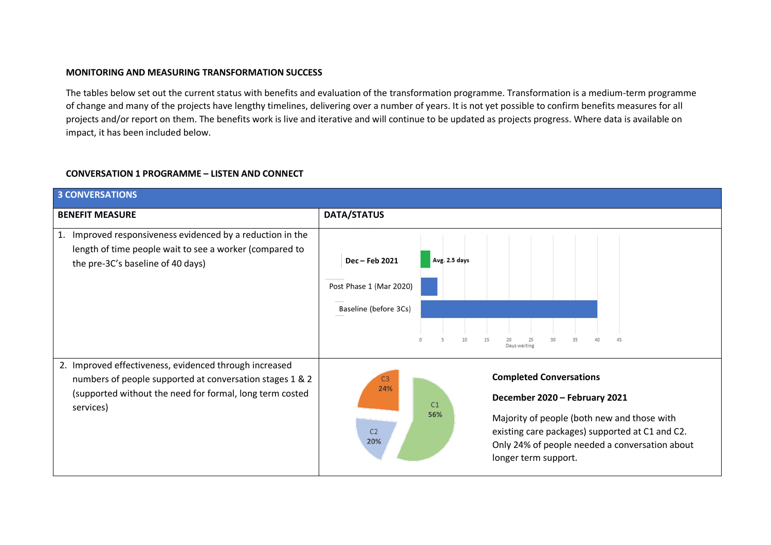**MONITORING AND MEASURING TRANSFORMATION SUCCESS**

The tables below set out the current status with benefits and evaluation of the transformation programme. Transformation is a medium-term programme of change and many of the projects have lengthy timelines, delivering over a number of years. It is not yet possible to confirm benefits measures for all projects and/or report on them. The benefits work is live and iterative and will continue to be updated as projects progress. Where data is available on impact, it has been included below.

**CONVERSATION 1 PROGRAMME – LISTEN AND CONNECT**

| **3 CONVERSATIONS** | |
|---|---|
| **BENEFIT MEASURE** | **DATA/STATUS** |
| 1. Improved responsiveness evidenced by a reduction in the length of time people wait to see a worker (compared to the pre-3C's baseline of 40 days) | Dec – Feb 2021: Avg. 2.5 days; Post Phase 1 (Mar 2020); Baseline (before 3Cs) — Days waiting |
| 2. Improved effectiveness, evidenced through increased numbers of people supported at conversation stages 1 & 2 (supported without the need for formal, long term costed services) | C1 56%, C2 20%, C3 24%<br><br>**Completed Conversations**<br><br>**December 2020 – February 2021**<br><br>Majority of people (both new and those with existing care packages) supported at C1 and C2. Only 24% of people needed a conversation about longer term support. |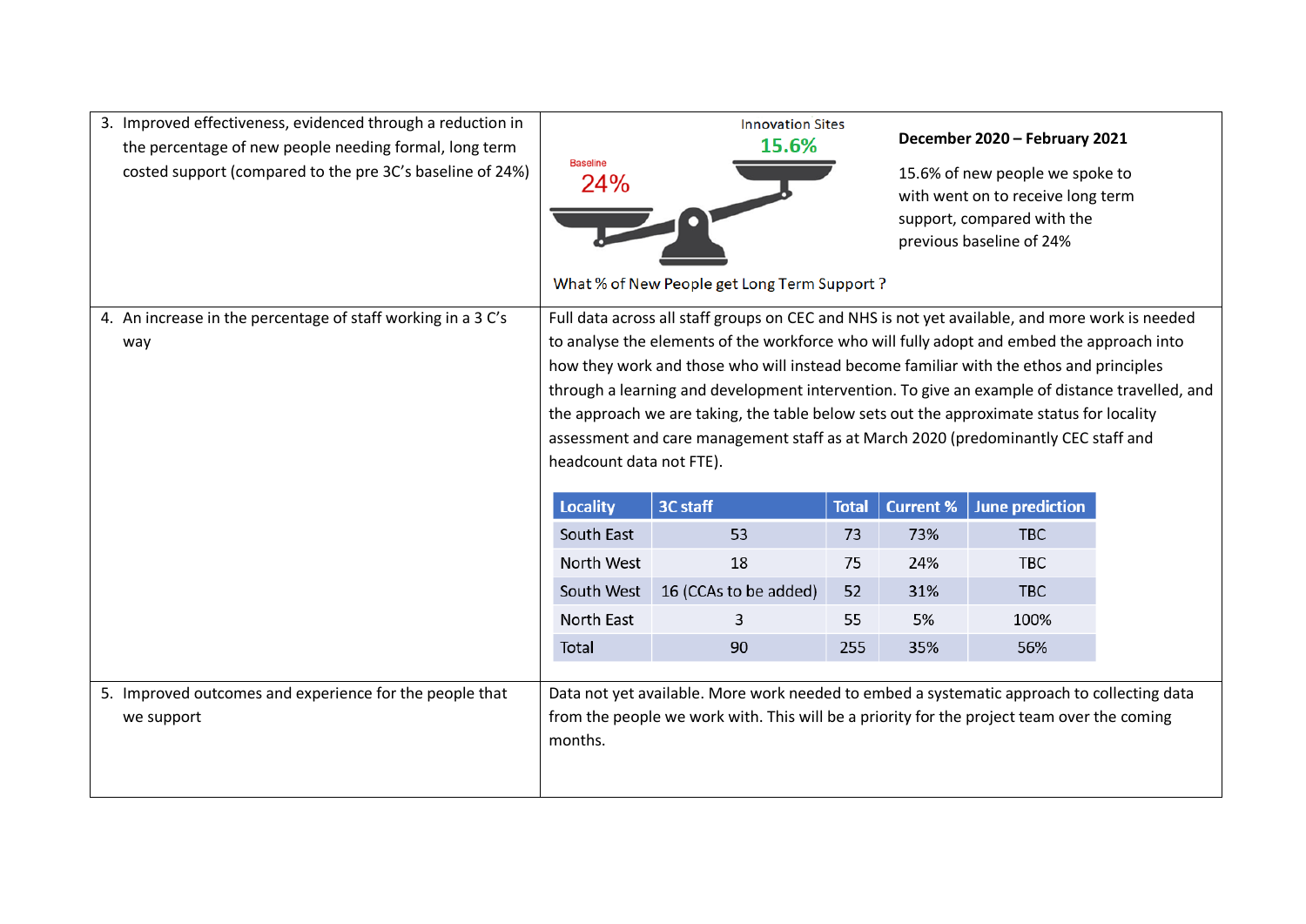| | |
|---|---|
| 3. Improved effectiveness, evidenced through a reduction in the percentage of new people needing formal, long term costed support (compared to the pre 3C's baseline of 24%) | Baseline 24% — Innovation Sites 15.6% <br> What % of New People get Long Term Support ? <br> **December 2020 – February 2021** <br> 15.6% of new people we spoke to with went on to receive long term support, compared with the previous baseline of 24% |
| 4. An increase in the percentage of staff working in a 3 C's way | Full data across all staff groups on CEC and NHS is not yet available, and more work is needed to analyse the elements of the workforce who will fully adopt and embed the approach into how they work and those who will instead become familiar with the ethos and principles through a learning and development intervention. To give an example of distance travelled, and the approach we are taking, the table below sets out the approximate status for locality assessment and care management staff as at March 2020 (predominantly CEC staff and headcount data not FTE). |
| 5. Improved outcomes and experience for the people that we support | Data not yet available. More work needed to embed a systematic approach to collecting data from the people we work with. This will be a priority for the project team over the coming months. |

| Locality | 3C staff | Total | Current % | June prediction |
|---|---|---|---|---|
| South East | 53 | 73 | 73% | TBC |
| North West | 18 | 75 | 24% | TBC |
| South West | 16 (CCAs to be added) | 52 | 31% | TBC |
| North East | 3 | 55 | 5% | 100% |
| Total | 90 | 255 | 35% | 56% |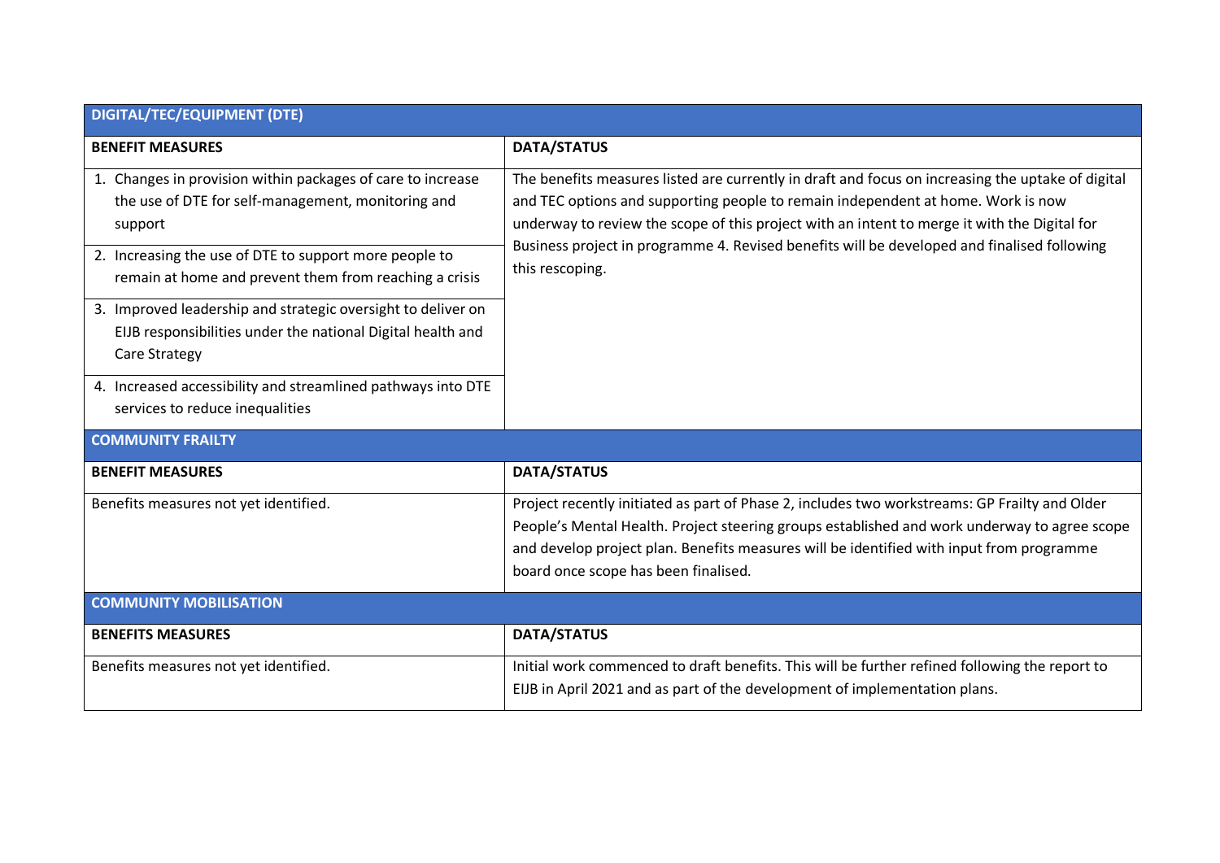| DIGITAL/TEC/EQUIPMENT (DTE) | |
|---|---|
| **BENEFIT MEASURES** | **DATA/STATUS** |
| 1. Changes in provision within packages of care to increase the use of DTE for self-management, monitoring and support | The benefits measures listed are currently in draft and focus on increasing the uptake of digital and TEC options and supporting people to remain independent at home. Work is now underway to review the scope of this project with an intent to merge it with the Digital for Business project in programme 4. Revised benefits will be developed and finalised following this rescoping. |
| 2. Increasing the use of DTE to support more people to remain at home and prevent them from reaching a crisis | |
| 3. Improved leadership and strategic oversight to deliver on EIJB responsibilities under the national Digital health and Care Strategy | |
| 4. Increased accessibility and streamlined pathways into DTE services to reduce inequalities | |

| COMMUNITY FRAILTY | |
|---|---|
| **BENEFIT MEASURES** | **DATA/STATUS** |
| Benefits measures not yet identified. | Project recently initiated as part of Phase 2, includes two workstreams: GP Frailty and Older People's Mental Health. Project steering groups established and work underway to agree scope and develop project plan. Benefits measures will be identified with input from programme board once scope has been finalised. |

| COMMUNITY MOBILISATION | |
|---|---|
| **BENEFITS MEASURES** | **DATA/STATUS** |
| Benefits measures not yet identified. | Initial work commenced to draft benefits. This will be further refined following the report to EIJB in April 2021 and as part of the development of implementation plans. |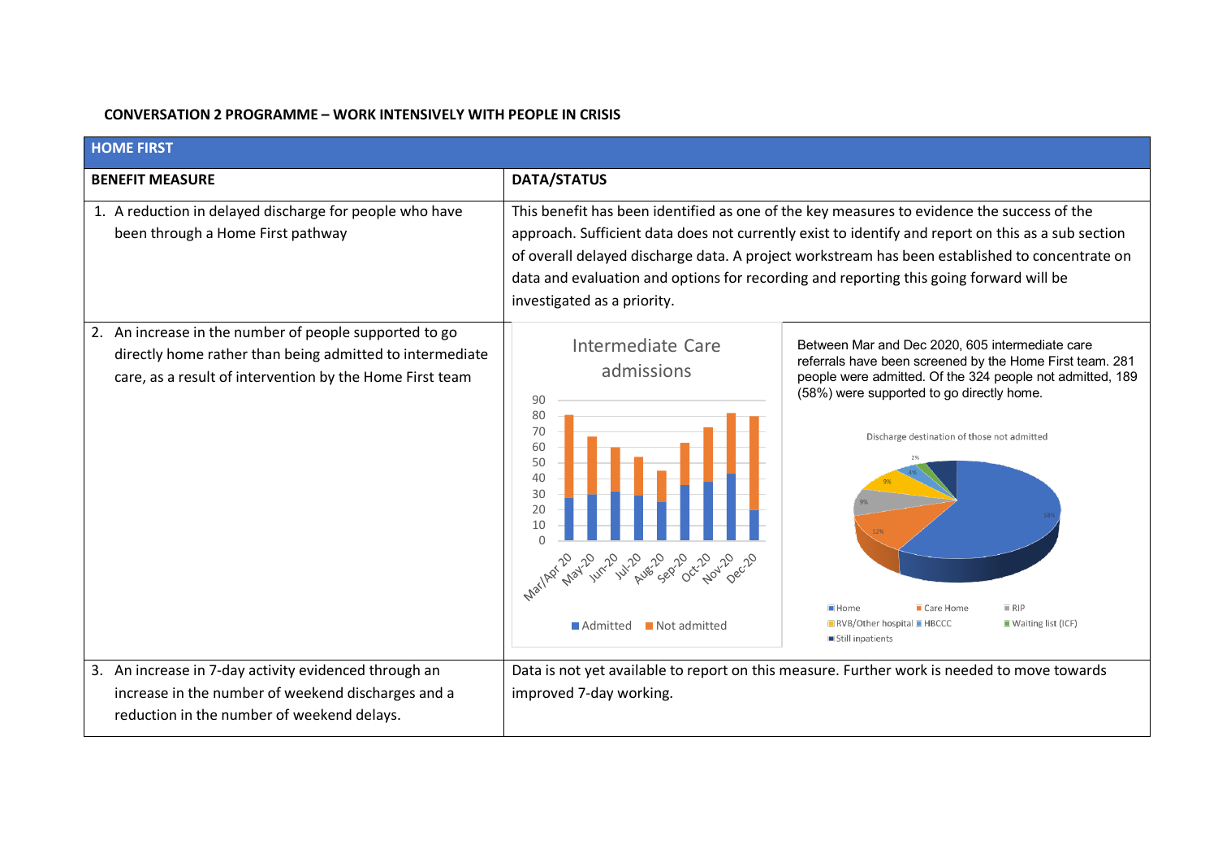**CONVERSATION 2 PROGRAMME – WORK INTENSIVELY WITH PEOPLE IN CRISIS**

| HOME FIRST | |
|---|---|
| **BENEFIT MEASURE** | **DATA/STATUS** |
| 1. A reduction in delayed discharge for people who have been through a Home First pathway | This benefit has been identified as one of the key measures to evidence the success of the approach. Sufficient data does not currently exist to identify and report on this as a sub section of overall delayed discharge data. A project workstream has been established to concentrate on data and evaluation and options for recording and reporting this going forward will be investigated as a priority. |
| 2. An increase in the number of people supported to go directly home rather than being admitted to intermediate care, as a result of intervention by the Home First team | Intermediate Care admissions (chart: Admitted / Not admitted, Mar/Apr 20 – Dec-20)<br><br>Between Mar and Dec 2020, 605 intermediate care referrals have been screened by the Home First team. 281 people were admitted. Of the 324 people not admitted, 189 (58%) were supported to go directly home.<br><br>Discharge destination of those not admitted (chart: Home 58%, Care Home 12%, RIP 9%, RVB/Other hospital 9%, HBCCC 4%, Waiting list (ICF) 2%, Still inpatients) |
| 3. An increase in 7-day activity evidenced through an increase in the number of weekend discharges and a reduction in the number of weekend delays. | Data is not yet available to report on this measure. Further work is needed to move towards improved 7-day working. |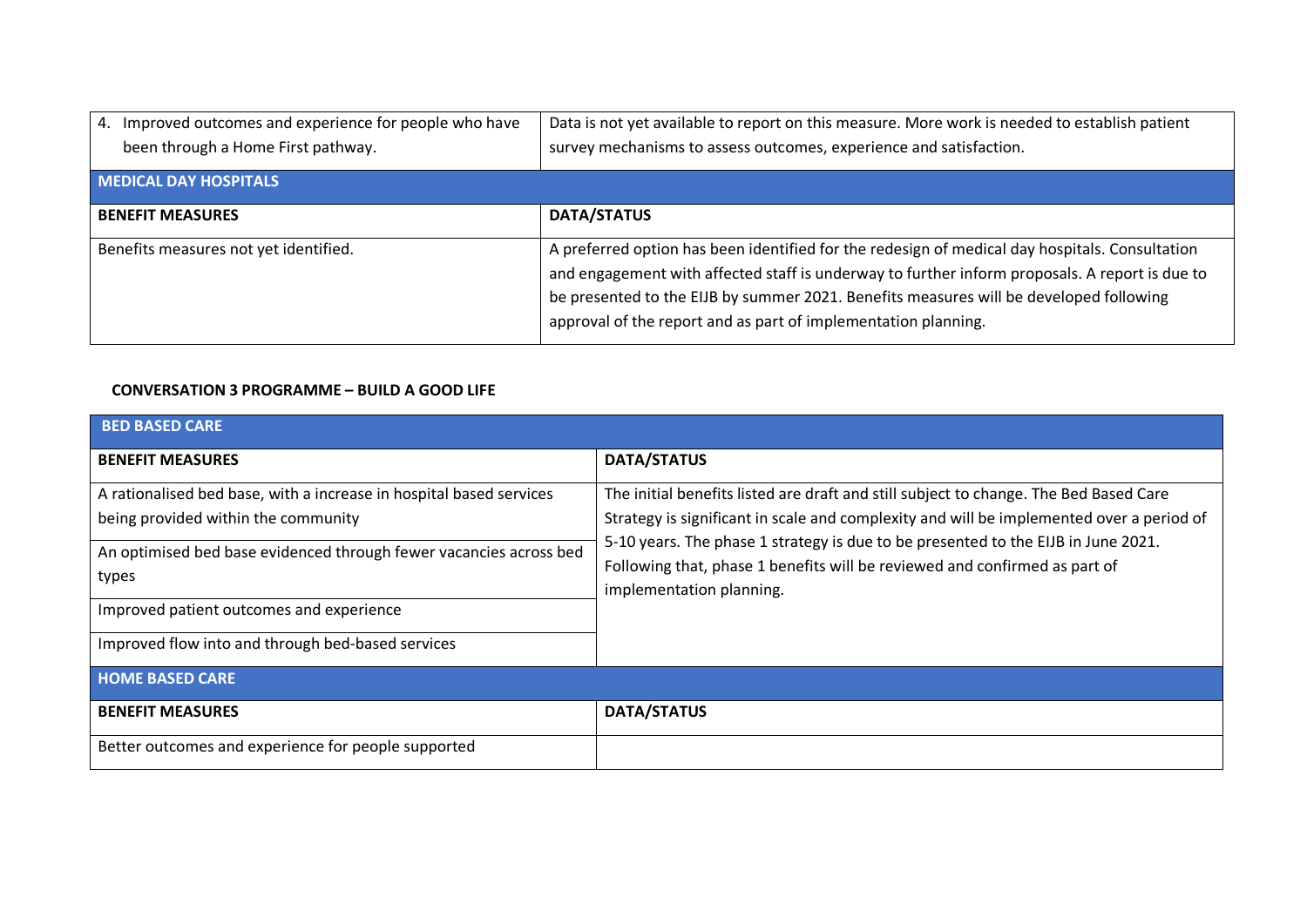| | |
|---|---|
| 4. Improved outcomes and experience for people who have been through a Home First pathway. | Data is not yet available to report on this measure. More work is needed to establish patient survey mechanisms to assess outcomes, experience and satisfaction. |
| **MEDICAL DAY HOSPITALS** | |
| **BENEFIT MEASURES** | **DATA/STATUS** |
| Benefits measures not yet identified. | A preferred option has been identified for the redesign of medical day hospitals. Consultation and engagement with affected staff is underway to further inform proposals. A report is due to be presented to the EIJB by summer 2021. Benefits measures will be developed following approval of the report and as part of implementation planning. |

**CONVERSATION 3 PROGRAMME – BUILD A GOOD LIFE**

| **BED BASED CARE** | |
|---|---|
| **BENEFIT MEASURES** | **DATA/STATUS** |
| A rationalised bed base, with a increase in hospital based services being provided within the community | The initial benefits listed are draft and still subject to change. The Bed Based Care Strategy is significant in scale and complexity and will be implemented over a period of 5-10 years. The phase 1 strategy is due to be presented to the EIJB in June 2021. Following that, phase 1 benefits will be reviewed and confirmed as part of implementation planning. |
| An optimised bed base evidenced through fewer vacancies across bed types | |
| Improved patient outcomes and experience | |
| Improved flow into and through bed-based services | |
| **HOME BASED CARE** | |
| **BENEFIT MEASURES** | **DATA/STATUS** |
| Better outcomes and experience for people supported | |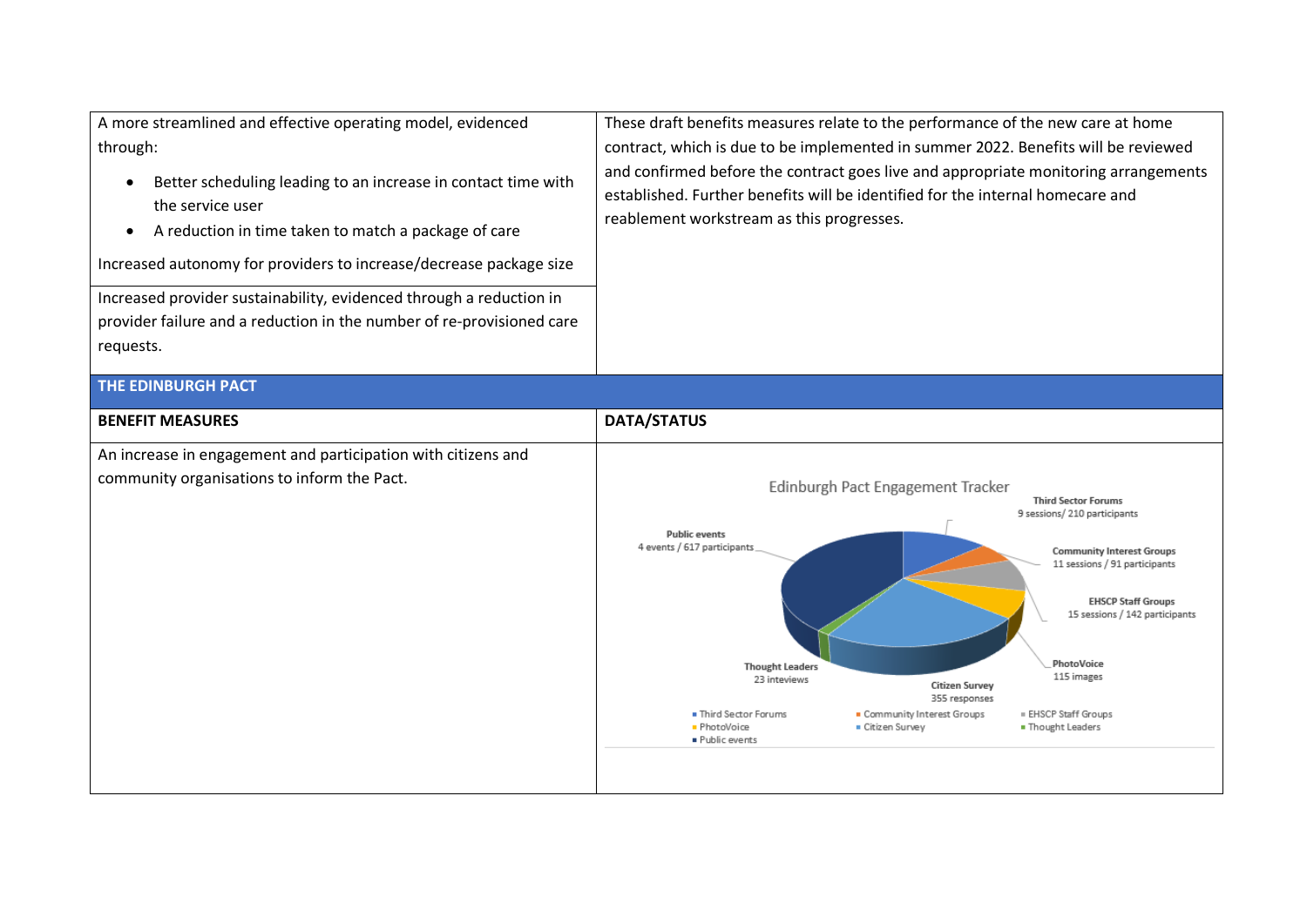| | |
|---|---|
| A more streamlined and effective operating model, evidenced through:<br>• Better scheduling leading to an increase in contact time with the service user<br>• A reduction in time taken to match a package of care<br><br>Increased autonomy for providers to increase/decrease package size | These draft benefits measures relate to the performance of the new care at home contract, which is due to be implemented in summer 2022. Benefits will be reviewed and confirmed before the contract goes live and appropriate monitoring arrangements established. Further benefits will be identified for the internal homecare and reablement workstream as this progresses. |
| Increased provider sustainability, evidenced through a reduction in provider failure and a reduction in the number of re-provisioned care requests. | |

| **THE EDINBURGH PACT** | |
|---|---|
| **BENEFIT MEASURES** | **DATA/STATUS** |
| An increase in engagement and participation with citizens and community organisations to inform the Pact. | Edinburgh Pact Engagement Tracker<br>Third Sector Forums: 9 sessions/ 210 participants<br>Community Interest Groups: 11 sessions / 91 participants<br>EHSCP Staff Groups: 15 sessions / 142 participants<br>PhotoVoice: 115 images<br>Citizen Survey: 355 responses<br>Thought Leaders: 23 inteviews<br>Public events: 4 events / 617 participants |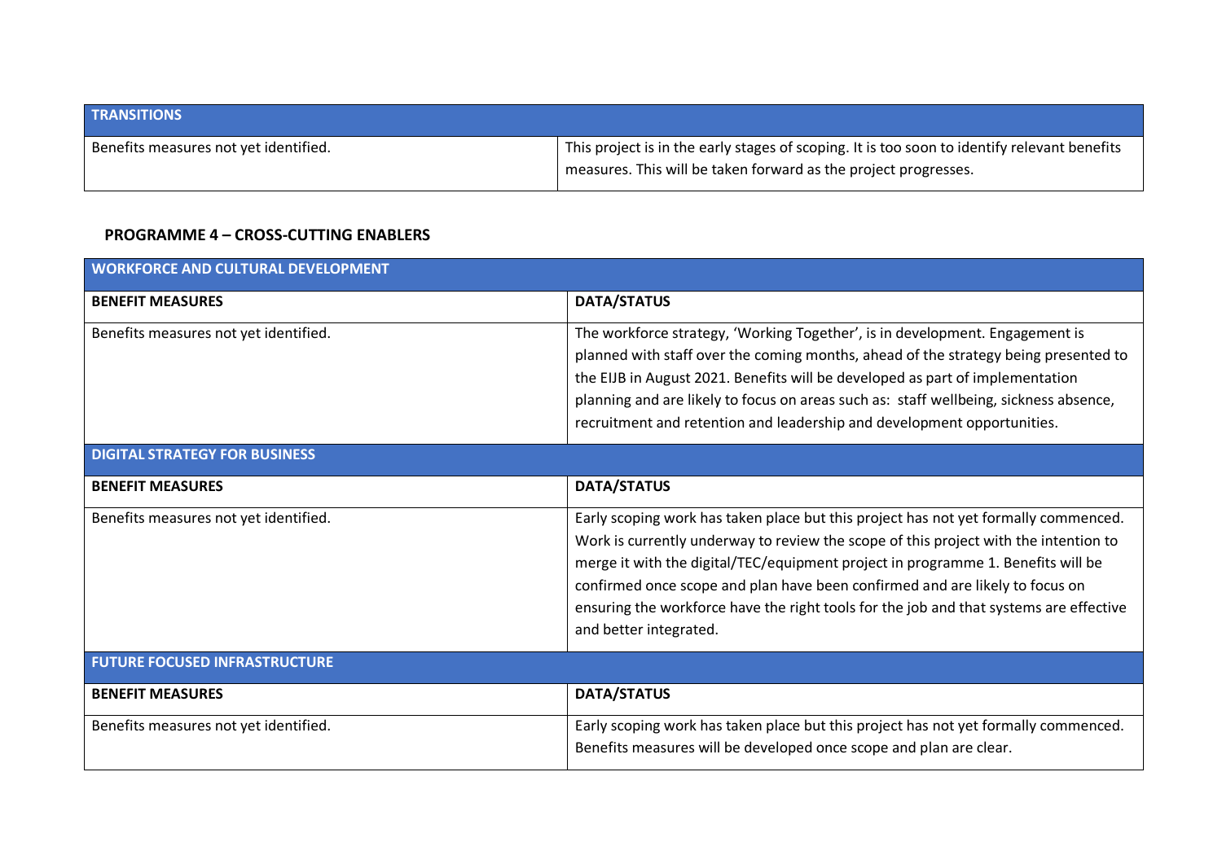| TRANSITIONS | |
|---|---|
| Benefits measures not yet identified. | This project is in the early stages of scoping. It is too soon to identify relevant benefits measures. This will be taken forward as the project progresses. |

**PROGRAMME 4 – CROSS-CUTTING ENABLERS**

| WORKFORCE AND CULTURAL DEVELOPMENT | |
|---|---|
| **BENEFIT MEASURES** | **DATA/STATUS** |
| Benefits measures not yet identified. | The workforce strategy, 'Working Together', is in development. Engagement is planned with staff over the coming months, ahead of the strategy being presented to the EIJB in August 2021. Benefits will be developed as part of implementation planning and are likely to focus on areas such as: staff wellbeing, sickness absence, recruitment and retention and leadership and development opportunities. |
| **DIGITAL STRATEGY FOR BUSINESS** | |
| **BENEFIT MEASURES** | **DATA/STATUS** |
| Benefits measures not yet identified. | Early scoping work has taken place but this project has not yet formally commenced. Work is currently underway to review the scope of this project with the intention to merge it with the digital/TEC/equipment project in programme 1. Benefits will be confirmed once scope and plan have been confirmed and are likely to focus on ensuring the workforce have the right tools for the job and that systems are effective and better integrated. |
| **FUTURE FOCUSED INFRASTRUCTURE** | |
| **BENEFIT MEASURES** | **DATA/STATUS** |
| Benefits measures not yet identified. | Early scoping work has taken place but this project has not yet formally commenced. Benefits measures will be developed once scope and plan are clear. |